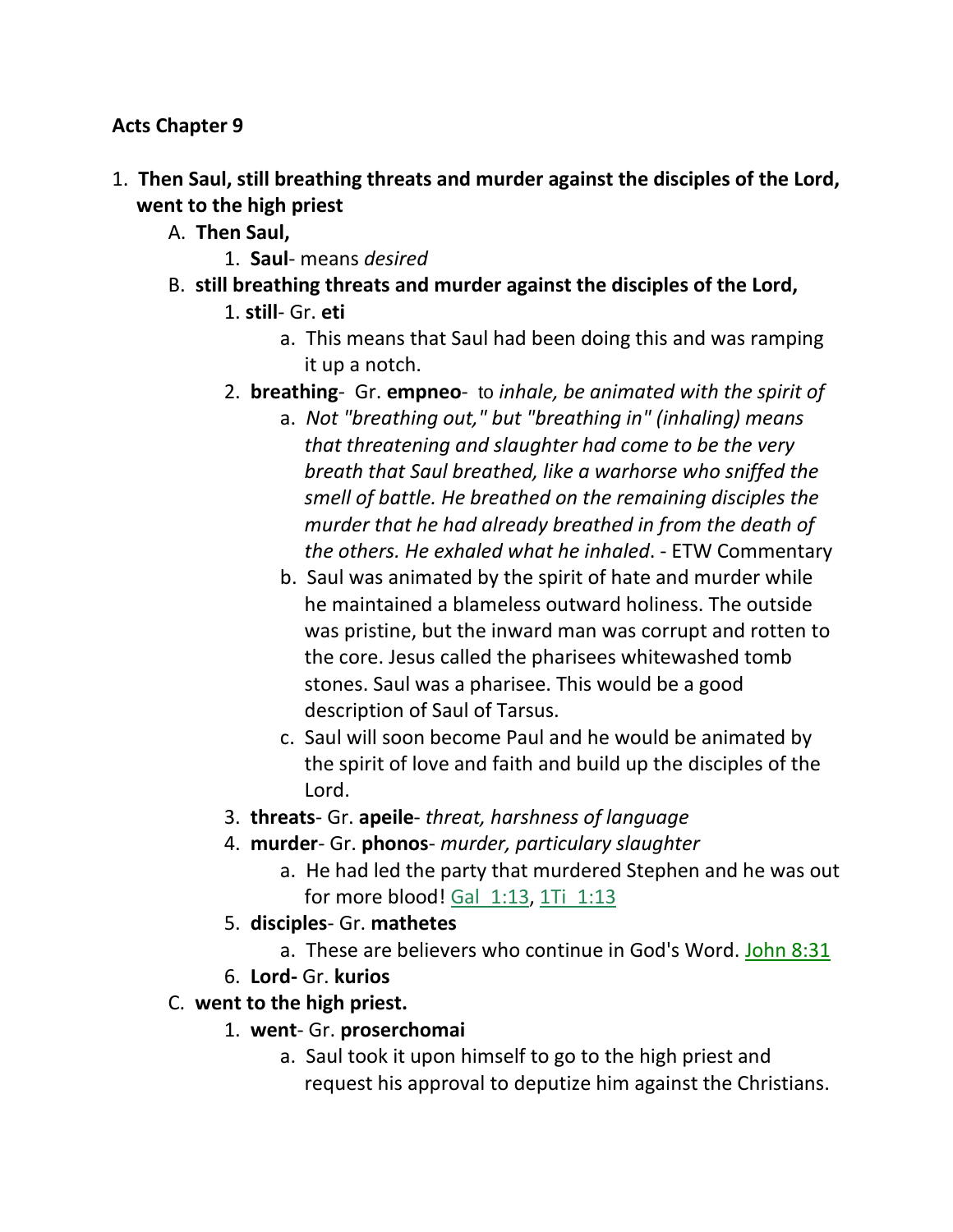**Acts Chapter 9**

1. **Then Saul, still breathing threats and murder against the disciples of the Lord, went to the high priest**
   - A. **Then Saul,**
     1. **Saul**- means *desired*
   - B. **still breathing threats and murder against the disciples of the Lord,**
     1. **still**- Gr. **eti**
        - a. This means that Saul had been doing this and was ramping it up a notch.
     2. **breathing**- Gr. **empneo**- to *inhale, be animated with the spirit of*
        - a. *Not "breathing out," but "breathing in" (inhaling) means that threatening and slaughter had come to be the very breath that Saul breathed, like a warhorse who sniffed the smell of battle. He breathed on the remaining disciples the murder that he had already breathed in from the death of the others. He exhaled what he inhaled*. - ETW Commentary
        - b. Saul was animated by the spirit of hate and murder while he maintained a blameless outward holiness. The outside was pristine, but the inward man was corrupt and rotten to the core. Jesus called the pharisees whitewashed tomb stones. Saul was a pharisee. This would be a good description of Saul of Tarsus.
        - c. Saul will soon become Paul and he would be animated by the spirit of love and faith and build up the disciples of the Lord.
     3. **threats**- Gr. **apeile**- *threat, harshness of language*
     4. **murder**- Gr. **phonos**- *murder, particulary slaughter*
        - a. He had led the party that murdered Stephen and he was out for more blood! Gal_1:13, 1Ti_1:13
     5. **disciples**- Gr. **mathetes**
        - a. These are believers who continue in God's Word. John 8:31
     6. **Lord-** Gr. **kurios**
   - C. **went to the high priest.**
     1. **went**- Gr. **proserchomai**
        - a. Saul took it upon himself to go to the high priest and request his approval to deputize him against the Christians.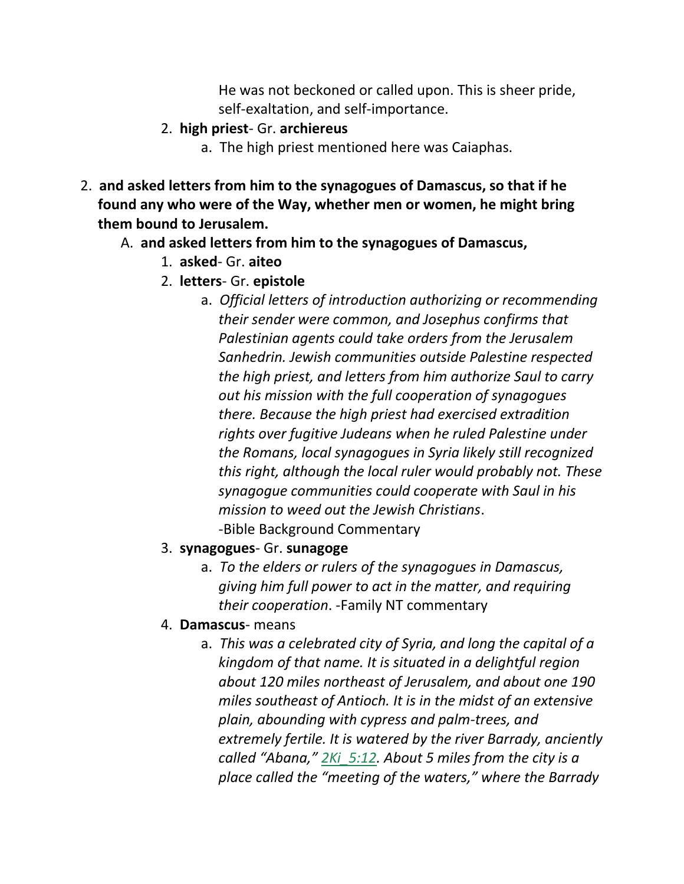He was not beckoned or called upon. This is sheer pride, self-exaltation, and self-importance.

2. **high priest**- Gr. **archiereus**
    a. The high priest mentioned here was Caiaphas.

2. **and asked letters from him to the synagogues of Damascus, so that if he found any who were of the Way, whether men or women, he might bring them bound to Jerusalem.**
    A. **and asked letters from him to the synagogues of Damascus,**
        1. **asked**- Gr. **aiteo**
        2. **letters**- Gr. **epistole**
            a. *Official letters of introduction authorizing or recommending their sender were common, and Josephus confirms that Palestinian agents could take orders from the Jerusalem Sanhedrin. Jewish communities outside Palestine respected the high priest, and letters from him authorize Saul to carry out his mission with the full cooperation of synagogues there. Because the high priest had exercised extradition rights over fugitive Judeans when he ruled Palestine under the Romans, local synagogues in Syria likely still recognized this right, although the local ruler would probably not. These synagogue communities could cooperate with Saul in his mission to weed out the Jewish Christians*.
            -Bible Background Commentary
        3. **synagogues**- Gr. **sunagoge**
            a. *To the elders or rulers of the synagogues in Damascus, giving him full power to act in the matter, and requiring their cooperation*. -Family NT commentary
        4. **Damascus**- means
            a. *This was a celebrated city of Syria, and long the capital of a kingdom of that name. It is situated in a delightful region about 120 miles northeast of Jerusalem, and about one 190 miles southeast of Antioch. It is in the midst of an extensive plain, abounding with cypress and palm-trees, and extremely fertile. It is watered by the river Barrady, anciently called "Abana," 2Ki_5:12. About 5 miles from the city is a place called the "meeting of the waters," where the Barrady*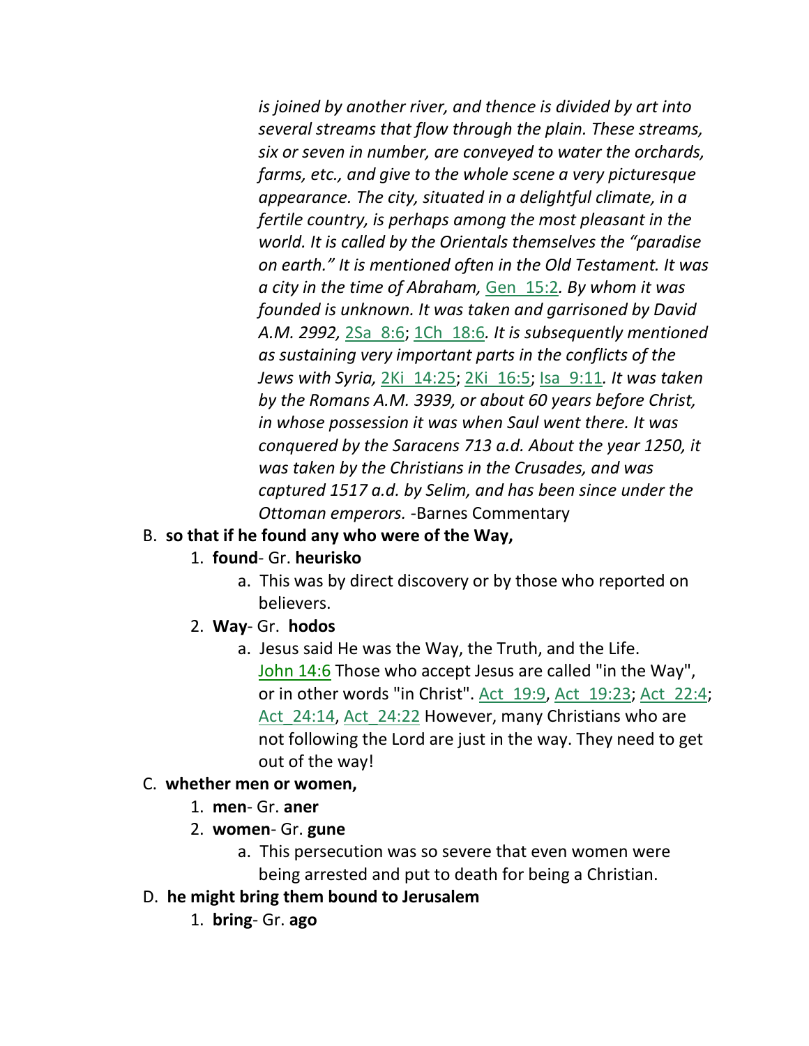*is joined by another river, and thence is divided by art into several streams that flow through the plain. These streams, six or seven in number, are conveyed to water the orchards, farms, etc., and give to the whole scene a very picturesque appearance. The city, situated in a delightful climate, in a fertile country, is perhaps among the most pleasant in the world. It is called by the Orientals themselves the "paradise on earth." It is mentioned often in the Old Testament. It was a city in the time of Abraham,* Gen_15:2*. By whom it was founded is unknown. It was taken and garrisoned by David A.M. 2992,* 2Sa_8:6; 1Ch_18:6*. It is subsequently mentioned as sustaining very important parts in the conflicts of the Jews with Syria,* 2Ki_14:25; 2Ki_16:5; Isa_9:11*. It was taken by the Romans A.M. 3939, or about 60 years before Christ, in whose possession it was when Saul went there. It was conquered by the Saracens 713 a.d. About the year 1250, it was taken by the Christians in the Crusades, and was captured 1517 a.d. by Selim, and has been since under the Ottoman emperors.* -Barnes Commentary

B. **so that if he found any who were of the Way,**
   1. **found**- Gr. **heurisko**
      a. This was by direct discovery or by those who reported on believers.
   2. **Way**- Gr. **hodos**
      a. Jesus said He was the Way, the Truth, and the Life. John 14:6 Those who accept Jesus are called "in the Way", or in other words "in Christ". Act_19:9, Act_19:23; Act_22:4; Act_24:14, Act_24:22 However, many Christians who are not following the Lord are just in the way. They need to get out of the way!

C. **whether men or women,**
   1. **men**- Gr. **aner**
   2. **women**- Gr. **gune**
      a. This persecution was so severe that even women were being arrested and put to death for being a Christian.

D. **he might bring them bound to Jerusalem**
   1. **bring**- Gr. **ago**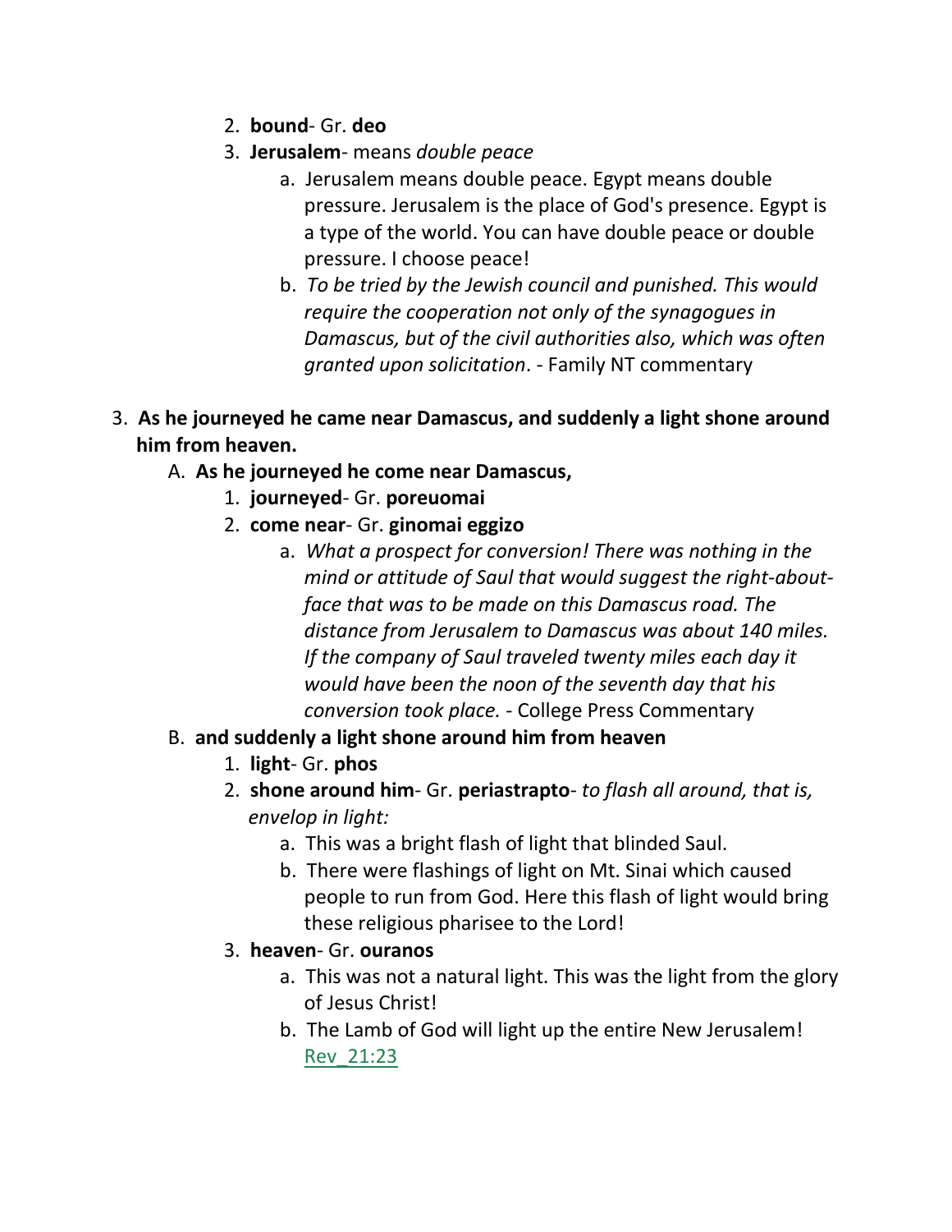2. **bound**- Gr. **deo**
3. **Jerusalem**- means *double peace*
    a. Jerusalem means double peace. Egypt means double pressure. Jerusalem is the place of God's presence. Egypt is a type of the world. You can have double peace or double pressure. I choose peace!
    b. *To be tried by the Jewish council and punished. This would require the cooperation not only of the synagogues in Damascus, but of the civil authorities also, which was often granted upon solicitation*. - Family NT commentary

3. **As he journeyed he came near Damascus, and suddenly a light shone around him from heaven.**
    A. **As he journeyed he come near Damascus,**
        1. **journeyed**- Gr. **poreuomai**
        2. **come near**- Gr. **ginomai eggizo**
            a. *What a prospect for conversion! There was nothing in the mind or attitude of Saul that would suggest the right-about-face that was to be made on this Damascus road. The distance from Jerusalem to Damascus was about 140 miles. If the company of Saul traveled twenty miles each day it would have been the noon of the seventh day that his conversion took place.* - College Press Commentary
    B. **and suddenly a light shone around him from heaven**
        1. **light**- Gr. **phos**
        2. **shone around him**- Gr. **periastrapto**- *to flash all around, that is, envelop in light:*
            a. This was a bright flash of light that blinded Saul.
            b. There were flashings of light on Mt. Sinai which caused people to run from God. Here this flash of light would bring these religious pharisee to the Lord!
        3. **heaven**- Gr. **ouranos**
            a. This was not a natural light. This was the light from the glory of Jesus Christ!
            b. The Lamb of God will light up the entire New Jerusalem! Rev_21:23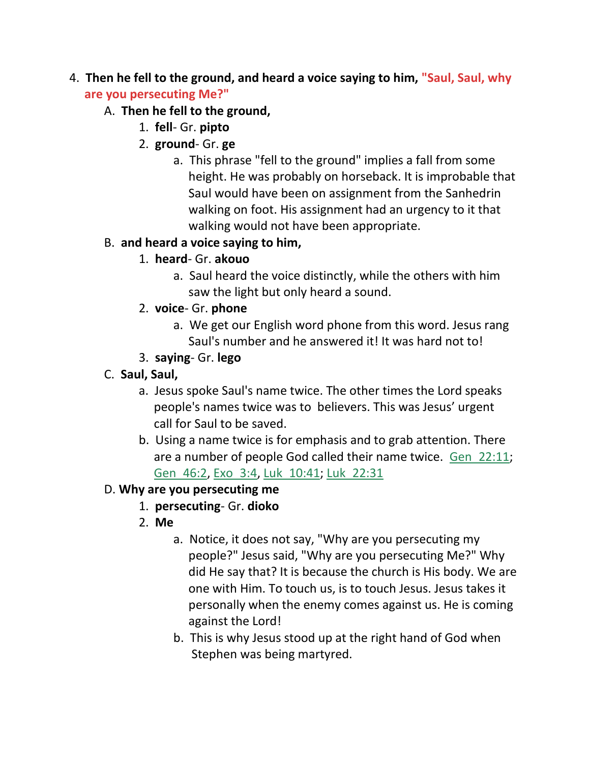4. **Then he fell to the ground, and heard a voice saying to him, "Saul, Saul, why are you persecuting Me?"**
   - A. **Then he fell to the ground,**
     1. **fell**- Gr. **pipto**
     2. **ground**- Gr. **ge**
        - a. This phrase "fell to the ground" implies a fall from some height. He was probably on horseback. It is improbable that Saul would have been on assignment from the Sanhedrin walking on foot. His assignment had an urgency to it that walking would not have been appropriate.
   - B. **and heard a voice saying to him,**
     1. **heard**- Gr. **akouo**
        - a. Saul heard the voice distinctly, while the others with him saw the light but only heard a sound.
     2. **voice**- Gr. **phone**
        - a. We get our English word phone from this word. Jesus rang Saul's number and he answered it! It was hard not to!
     3. **saying**- Gr. **lego**
   - C. **Saul, Saul,**
     - a. Jesus spoke Saul's name twice. The other times the Lord speaks people's names twice was to believers. This was Jesus' urgent call for Saul to be saved.
     - b. Using a name twice is for emphasis and to grab attention. There are a number of people God called their name twice. Gen 22:11; Gen 46:2, Exo 3:4, Luk 10:41; Luk 22:31
   - D. **Why are you persecuting me**
     1. **persecuting**- Gr. **dioko**
     2. **Me**
        - a. Notice, it does not say, "Why are you persecuting my people?" Jesus said, "Why are you persecuting Me?" Why did He say that? It is because the church is His body. We are one with Him. To touch us, is to touch Jesus. Jesus takes it personally when the enemy comes against us. He is coming against the Lord!
        - b. This is why Jesus stood up at the right hand of God when Stephen was being martyred.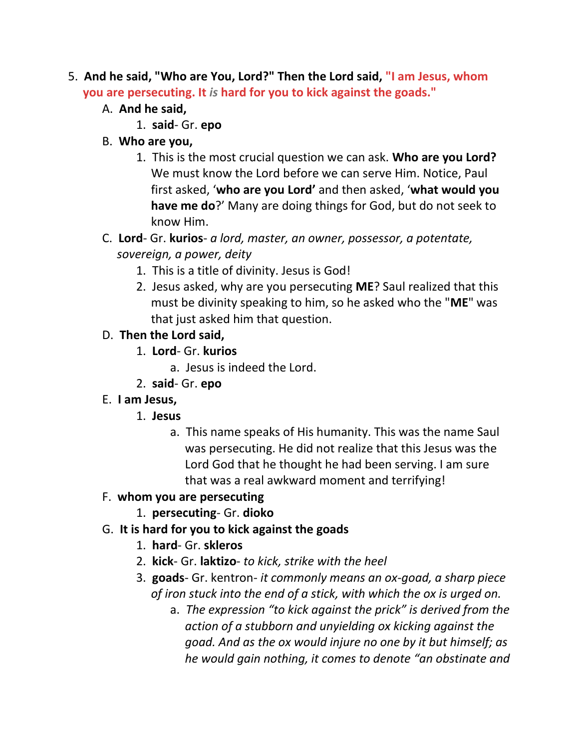5. **And he said, "Who are You, Lord?" Then the Lord said, "I am Jesus, whom you are persecuting. It *is* hard for you to kick against the goads."**
    A. **And he said,**
        1. **said**- Gr. **epo**
    B. **Who are you,**
        1. This is the most crucial question we can ask. **Who are you Lord?** We must know the Lord before we can serve Him. Notice, Paul first asked, '**who are you Lord'** and then asked, '**what would you have me do**?' Many are doing things for God, but do not seek to know Him.
    C. **Lord**- Gr. **kurios**- *a lord, master, an owner, possessor, a potentate, sovereign, a power, deity*
        1. This is a title of divinity. Jesus is God!
        2. Jesus asked, why are you persecuting **ME**? Saul realized that this must be divinity speaking to him, so he asked who the "**ME**" was that just asked him that question.
    D. **Then the Lord said,**
        1. **Lord**- Gr. **kurios**
            a. Jesus is indeed the Lord.
        2. **said**- Gr. **epo**
    E. **I am Jesus,**
        1. **Jesus**
            a. This name speaks of His humanity. This was the name Saul was persecuting. He did not realize that this Jesus was the Lord God that he thought he had been serving. I am sure that was a real awkward moment and terrifying!
    F. **whom you are persecuting**
        1. **persecuting**- Gr. **dioko**
    G. **It is hard for you to kick against the goads**
        1. **hard**- Gr. **skleros**
        2. **kick**- Gr. **laktizo**- *to kick, strike with the heel*
        3. **goads**- Gr. kentron- *it commonly means an ox-goad, a sharp piece of iron stuck into the end of a stick, with which the ox is urged on.*
            a. *The expression "to kick against the prick" is derived from the action of a stubborn and unyielding ox kicking against the goad. And as the ox would injure no one by it but himself; as he would gain nothing, it comes to denote "an obstinate and*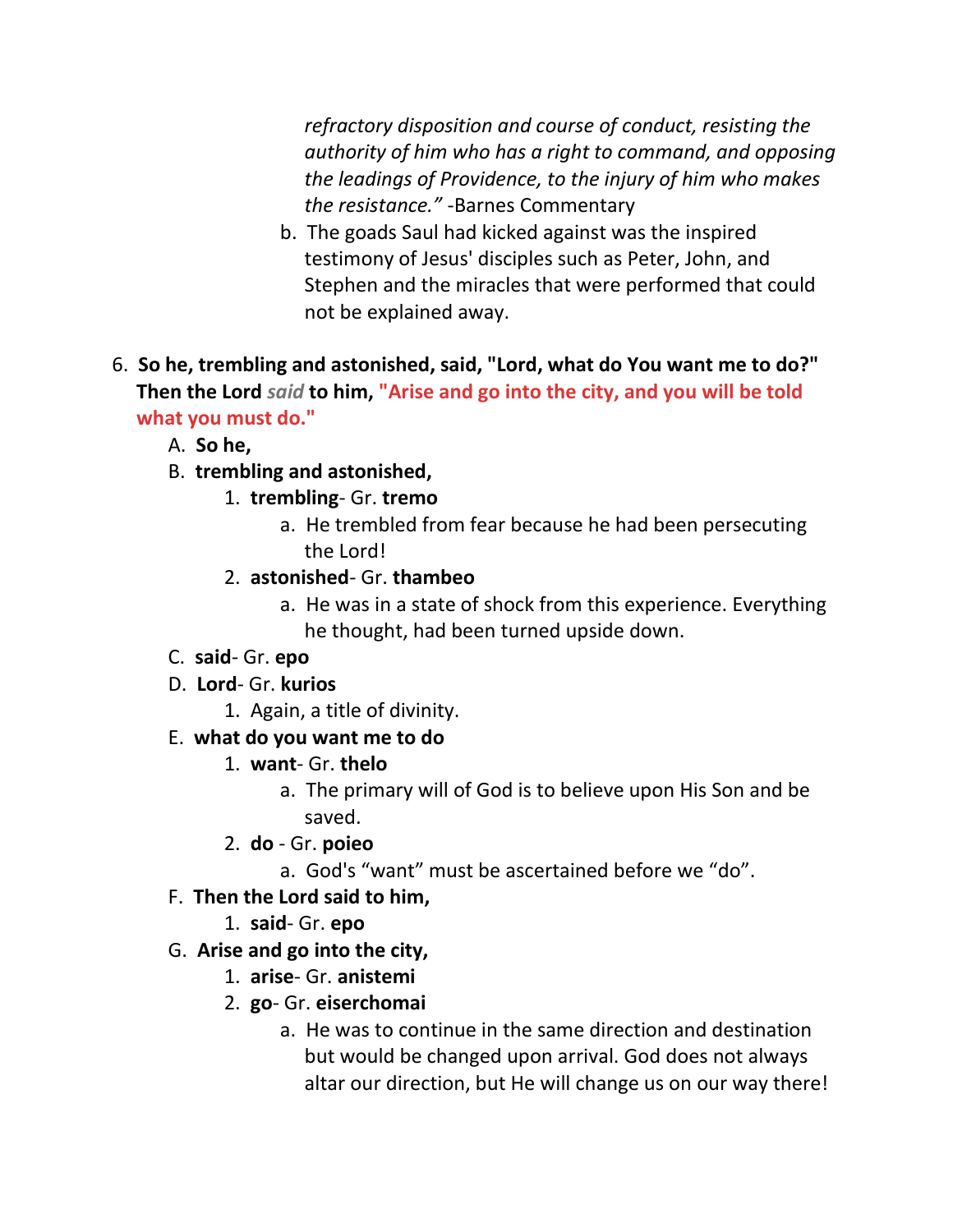*refractory disposition and course of conduct, resisting the authority of him who has a right to command, and opposing the leadings of Providence, to the injury of him who makes the resistance."* -Barnes Commentary

b. The goads Saul had kicked against was the inspired testimony of Jesus' disciples such as Peter, John, and Stephen and the miracles that were performed that could not be explained away.

6. **So he, trembling and astonished, said, "Lord, what do You want me to do?" Then the Lord *said* to him, "Arise and go into the city, and you will be told what you must do."**
   - A. **So he,**
   - B. **trembling and astonished,**
     1. **trembling**- Gr. **tremo**
        - a. He trembled from fear because he had been persecuting the Lord!
     2. **astonished**- Gr. **thambeo**
        - a. He was in a state of shock from this experience. Everything he thought, had been turned upside down.
   - C. **said**- Gr. **epo**
   - D. **Lord**- Gr. **kurios**
     1. Again, a title of divinity.
   - E. **what do you want me to do**
     1. **want**- Gr. **thelo**
        - a. The primary will of God is to believe upon His Son and be saved.
     2. **do** - Gr. **poieo**
        - a. God's "want" must be ascertained before we "do".
   - F. **Then the Lord said to him,**
     1. **said**- Gr. **epo**
   - G. **Arise and go into the city,**
     1. **arise**- Gr. **anistemi**
     2. **go**- Gr. **eiserchomai**
        - a. He was to continue in the same direction and destination but would be changed upon arrival. God does not always altar our direction, but He will change us on our way there!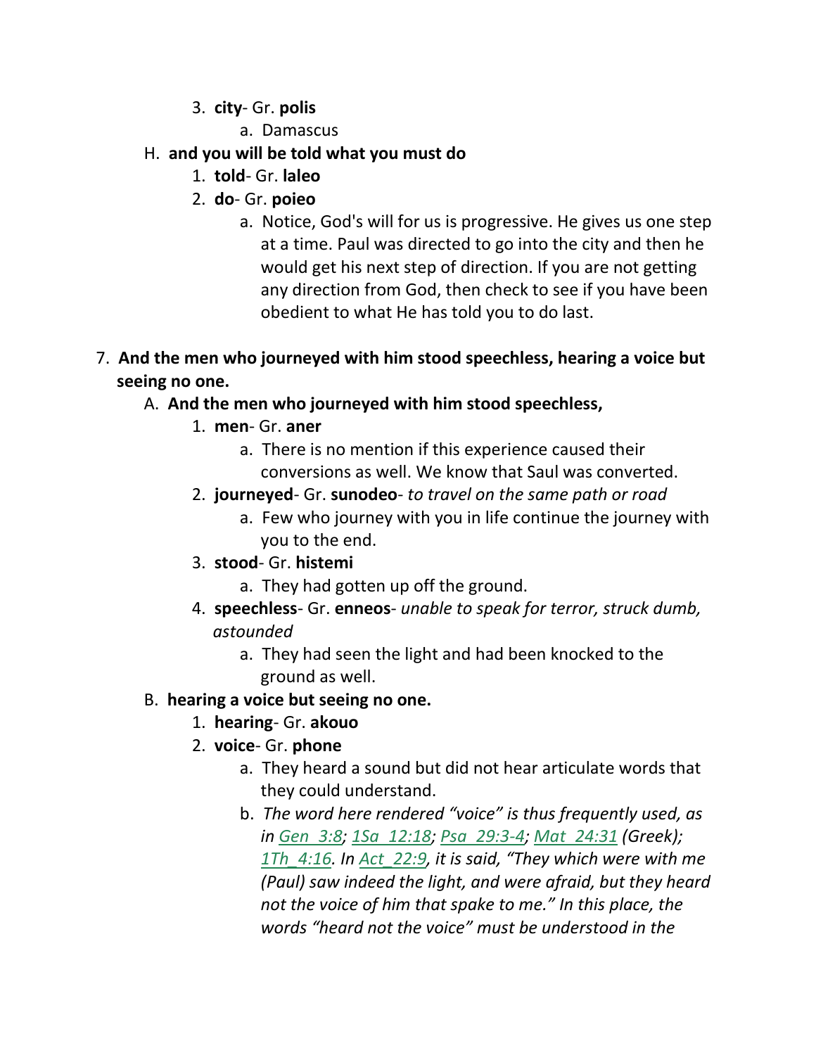3. **city**- Gr. **polis**
    a. Damascus

H. **and you will be told what you must do**
1. **told**- Gr. **laleo**
2. **do**- Gr. **poieo**
    a. Notice, God's will for us is progressive. He gives us one step at a time. Paul was directed to go into the city and then he would get his next step of direction. If you are not getting any direction from God, then check to see if you have been obedient to what He has told you to do last.

7. **And the men who journeyed with him stood speechless, hearing a voice but seeing no one.**

A. **And the men who journeyed with him stood speechless,**
1. **men**- Gr. **aner**
    a. There is no mention if this experience caused their conversions as well. We know that Saul was converted.
2. **journeyed**- Gr. **sunodeo**- *to travel on the same path or road*
    a. Few who journey with you in life continue the journey with you to the end.
3. **stood**- Gr. **histemi**
    a. They had gotten up off the ground.
4. **speechless**- Gr. **enneos**- *unable to speak for terror, struck dumb, astounded*
    a. They had seen the light and had been knocked to the ground as well.

B. **hearing a voice but seeing no one.**
1. **hearing**- Gr. **akouo**
2. **voice**- Gr. **phone**
    a. They heard a sound but did not hear articulate words that they could understand.
    b. *The word here rendered "voice" is thus frequently used, as in Gen_3:8; 1Sa_12:18; Psa_29:3-4; Mat_24:31 (Greek); 1Th_4:16. In Act_22:9, it is said, "They which were with me (Paul) saw indeed the light, and were afraid, but they heard not the voice of him that spake to me." In this place, the words "heard not the voice" must be understood in the*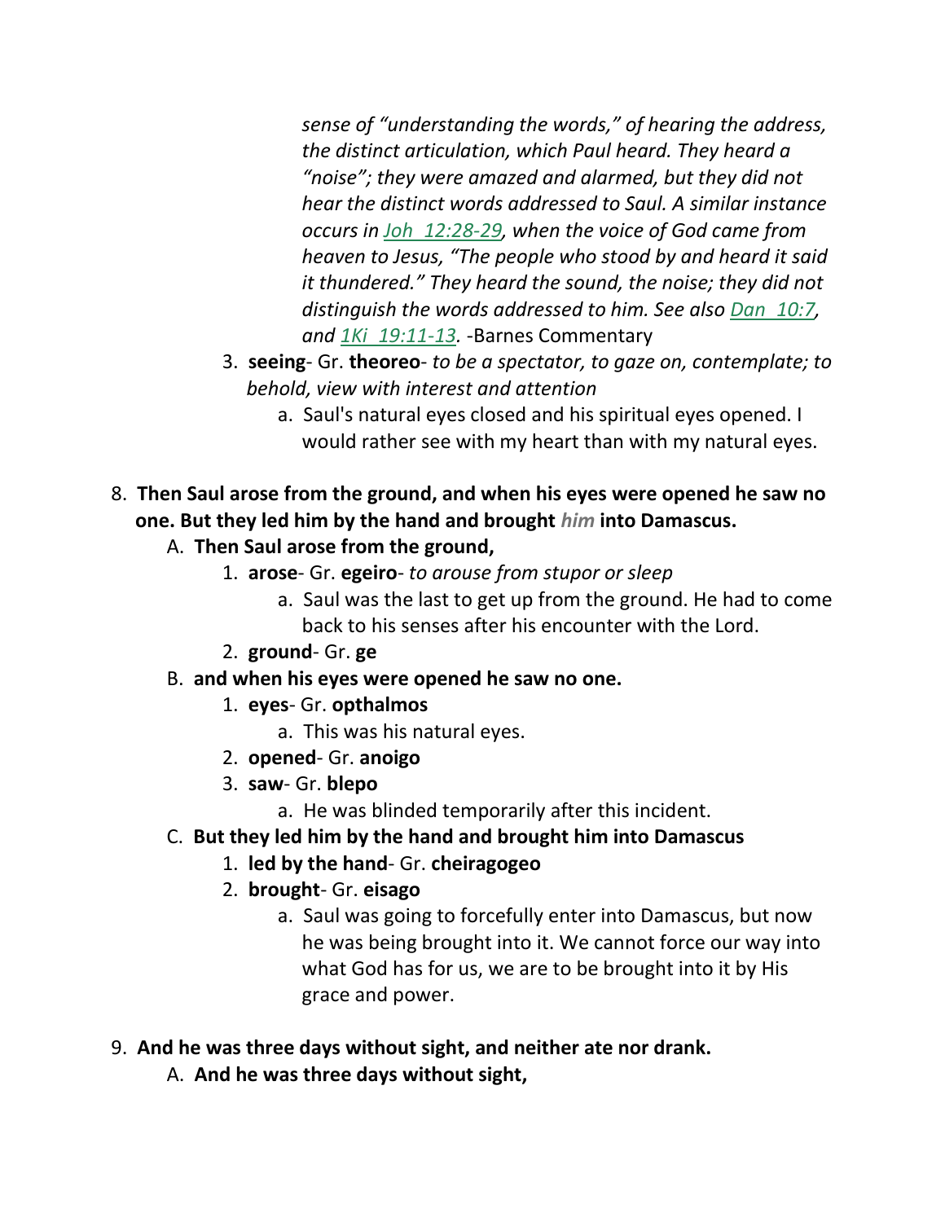*sense of "understanding the words," of hearing the address, the distinct articulation, which Paul heard. They heard a "noise"; they were amazed and alarmed, but they did not hear the distinct words addressed to Saul. A similar instance occurs in Joh 12:28-29, when the voice of God came from heaven to Jesus, "The people who stood by and heard it said it thundered." They heard the sound, the noise; they did not distinguish the words addressed to him. See also Dan 10:7, and 1Ki 19:11-13.* -Barnes Commentary

3. **seeing**- Gr. **theoreo**- *to be a spectator, to gaze on, contemplate; to behold, view with interest and attention*
   a. Saul's natural eyes closed and his spiritual eyes opened. I would rather see with my heart than with my natural eyes.

8. **Then Saul arose from the ground, and when his eyes were opened he saw no one. But they led him by the hand and brought *him* into Damascus.**
   A. **Then Saul arose from the ground,**
      1. **arose**- Gr. **egeiro**- *to arouse from stupor or sleep*
         a. Saul was the last to get up from the ground. He had to come back to his senses after his encounter with the Lord.
      2. **ground**- Gr. **ge**
   B. **and when his eyes were opened he saw no one.**
      1. **eyes**- Gr. **opthalmos**
         a. This was his natural eyes.
      2. **opened**- Gr. **anoigo**
      3. **saw**- Gr. **blepo**
         a. He was blinded temporarily after this incident.
   C. **But they led him by the hand and brought him into Damascus**
      1. **led by the hand**- Gr. **cheiragogeo**
      2. **brought**- Gr. **eisago**
         a. Saul was going to forcefully enter into Damascus, but now he was being brought into it. We cannot force our way into what God has for us, we are to be brought into it by His grace and power.

9. **And he was three days without sight, and neither ate nor drank.**
   A. **And he was three days without sight,**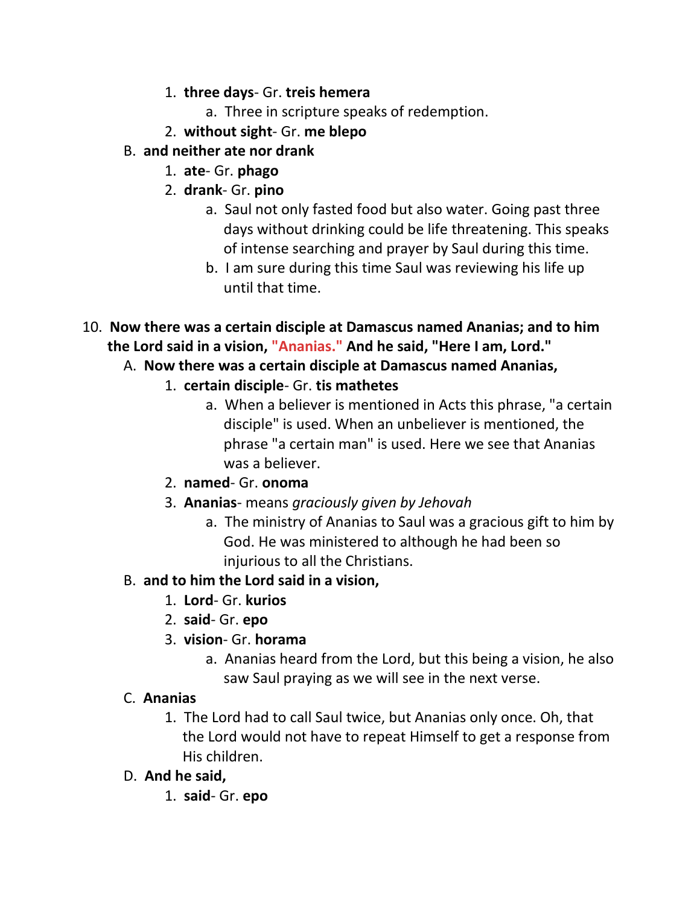1. **three days**- Gr. **treis hemera**
    a. Three in scripture speaks of redemption.
2. **without sight**- Gr. **me blepo**

B. **and neither ate nor drank**

1. **ate**- Gr. **phago**
2. **drank**- Gr. **pino**
    a. Saul not only fasted food but also water. Going past three days without drinking could be life threatening. This speaks of intense searching and prayer by Saul during this time.
    b. I am sure during this time Saul was reviewing his life up until that time.

10. **Now there was a certain disciple at Damascus named Ananias; and to him the Lord said in a vision, "Ananias." And he said, "Here I am, Lord."**

A. **Now there was a certain disciple at Damascus named Ananias,**

1. **certain disciple**- Gr. **tis mathetes**
    a. When a believer is mentioned in Acts this phrase, "a certain disciple" is used. When an unbeliever is mentioned, the phrase "a certain man" is used. Here we see that Ananias was a believer.
2. **named**- Gr. **onoma**
3. **Ananias**- means *graciously given by Jehovah*
    a. The ministry of Ananias to Saul was a gracious gift to him by God. He was ministered to although he had been so injurious to all the Christians.

B. **and to him the Lord said in a vision,**

1. **Lord**- Gr. **kurios**
2. **said**- Gr. **epo**
3. **vision**- Gr. **horama**
    a. Ananias heard from the Lord, but this being a vision, he also saw Saul praying as we will see in the next verse.

C. **Ananias**

1. The Lord had to call Saul twice, but Ananias only once. Oh, that the Lord would not have to repeat Himself to get a response from His children.

D. **And he said,**

1. **said**- Gr. **epo**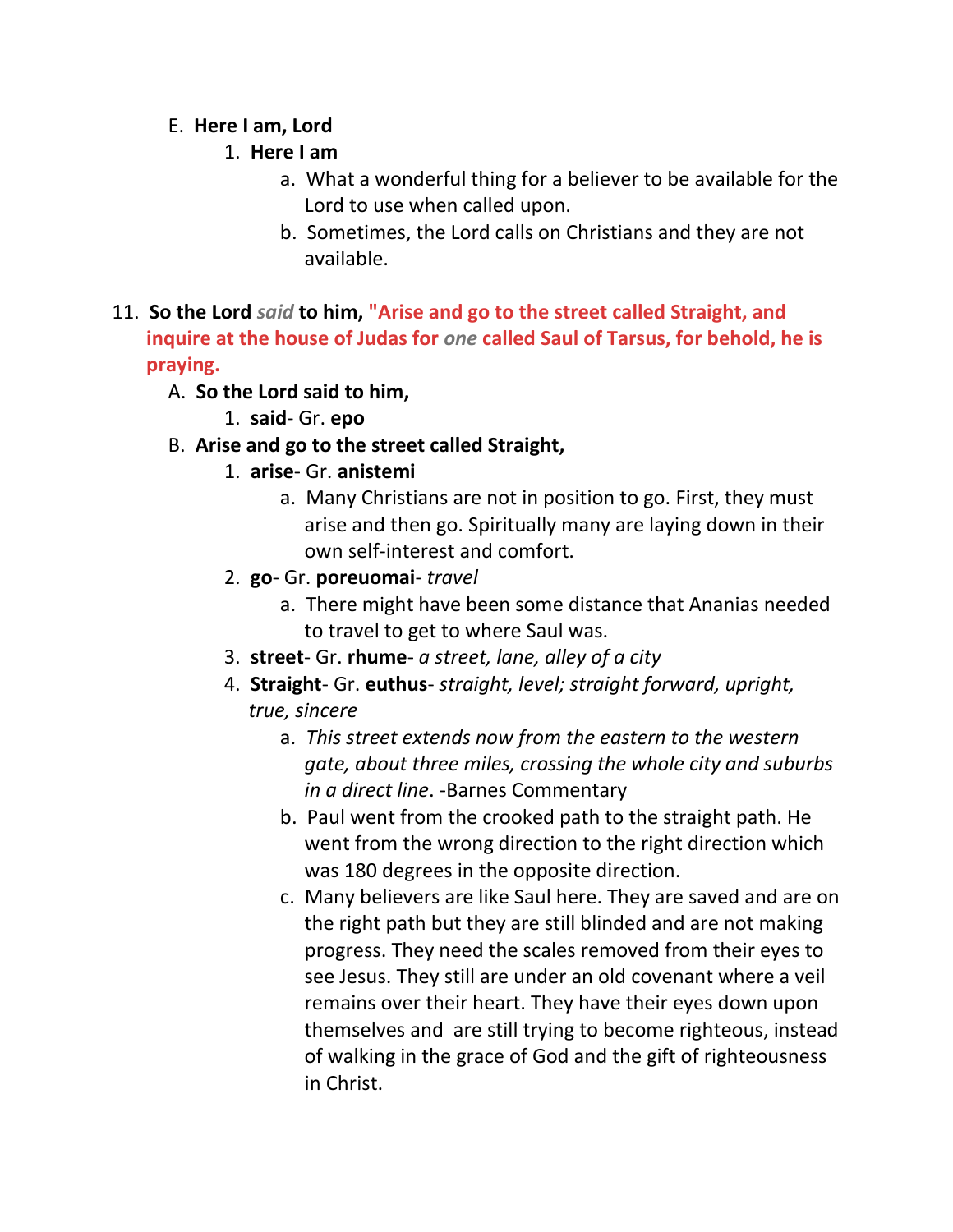E. **Here I am, Lord**

   1. **Here I am**

      a. What a wonderful thing for a believer to be available for the Lord to use when called upon.

      b. Sometimes, the Lord calls on Christians and they are not available.

11. **So the Lord** ***said*** **to him, "Arise and go to the street called Straight, and inquire at the house of Judas for** ***one*** **called Saul of Tarsus, for behold, he is praying.**

   A. **So the Lord said to him,**

      1. **said**- Gr. **epo**

   B. **Arise and go to the street called Straight,**

      1. **arise**- Gr. **anistemi**

         a. Many Christians are not in position to go. First, they must arise and then go. Spiritually many are laying down in their own self-interest and comfort.

      2. **go**- Gr. **poreuomai**- *travel*

         a. There might have been some distance that Ananias needed to travel to get to where Saul was.

      3. **street**- Gr. **rhume**- *a street, lane, alley of a city*

      4. **Straight**- Gr. **euthus**- *straight, level; straight forward, upright, true, sincere*

         a. *This street extends now from the eastern to the western gate, about three miles, crossing the whole city and suburbs in a direct line*. -Barnes Commentary

         b. Paul went from the crooked path to the straight path. He went from the wrong direction to the right direction which was 180 degrees in the opposite direction.

         c. Many believers are like Saul here. They are saved and are on the right path but they are still blinded and are not making progress. They need the scales removed from their eyes to see Jesus. They still are under an old covenant where a veil remains over their heart. They have their eyes down upon themselves and are still trying to become righteous, instead of walking in the grace of God and the gift of righteousness in Christ.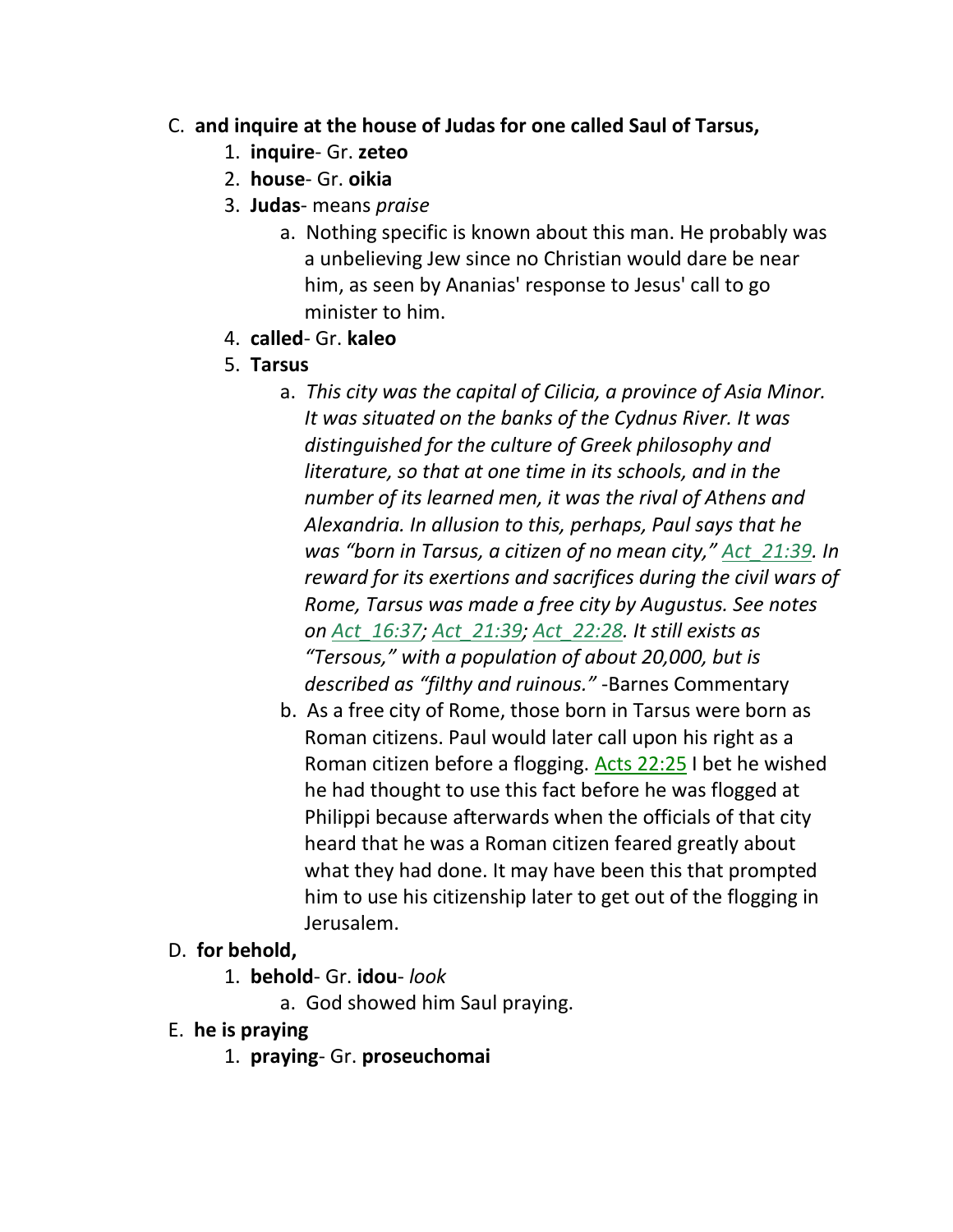C. **and inquire at the house of Judas for one called Saul of Tarsus,**

1. **inquire**- Gr. **zeteo**
2. **house**- Gr. **oikia**
3. **Judas**- means *praise*
    a. Nothing specific is known about this man. He probably was a unbelieving Jew since no Christian would dare be near him, as seen by Ananias' response to Jesus' call to go minister to him.
4. **called**- Gr. **kaleo**
5. **Tarsus**
    a. *This city was the capital of Cilicia, a province of Asia Minor. It was situated on the banks of the Cydnus River. It was distinguished for the culture of Greek philosophy and literature, so that at one time in its schools, and in the number of its learned men, it was the rival of Athens and Alexandria. In allusion to this, perhaps, Paul says that he was "born in Tarsus, a citizen of no mean city," Act_21:39. In reward for its exertions and sacrifices during the civil wars of Rome, Tarsus was made a free city by Augustus. See notes on Act_16:37; Act_21:39; Act_22:28. It still exists as "Tersous," with a population of about 20,000, but is described as "filthy and ruinous."* -Barnes Commentary
    b. As a free city of Rome, those born in Tarsus were born as Roman citizens. Paul would later call upon his right as a Roman citizen before a flogging. Acts 22:25 I bet he wished he had thought to use this fact before he was flogged at Philippi because afterwards when the officials of that city heard that he was a Roman citizen feared greatly about what they had done. It may have been this that prompted him to use his citizenship later to get out of the flogging in Jerusalem.

D. **for behold,**

1. **behold**- Gr. **idou**- *look*
    a. God showed him Saul praying.

E. **he is praying**

1. **praying**- Gr. **proseuchomai**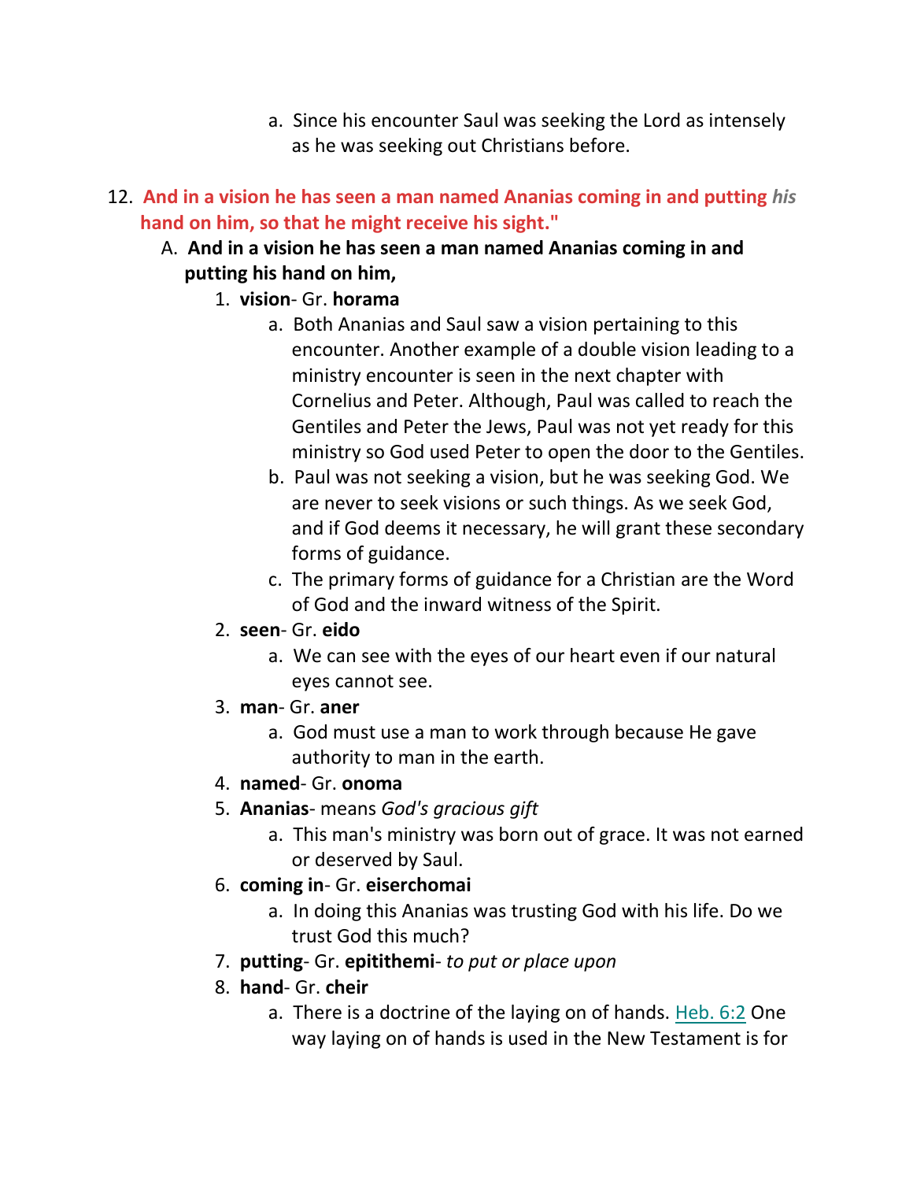a. Since his encounter Saul was seeking the Lord as intensely as he was seeking out Christians before.

12. **And in a vision he has seen a man named Ananias coming in and putting *his* hand on him, so that he might receive his sight."**
    A. **And in a vision he has seen a man named Ananias coming in and putting his hand on him,**
        1. **vision**- Gr. **horama**
            a. Both Ananias and Saul saw a vision pertaining to this encounter. Another example of a double vision leading to a ministry encounter is seen in the next chapter with Cornelius and Peter. Although, Paul was called to reach the Gentiles and Peter the Jews, Paul was not yet ready for this ministry so God used Peter to open the door to the Gentiles.
            b. Paul was not seeking a vision, but he was seeking God. We are never to seek visions or such things. As we seek God, and if God deems it necessary, he will grant these secondary forms of guidance.
            c. The primary forms of guidance for a Christian are the Word of God and the inward witness of the Spirit.
        2. **seen**- Gr. **eido**
            a. We can see with the eyes of our heart even if our natural eyes cannot see.
        3. **man**- Gr. **aner**
            a. God must use a man to work through because He gave authority to man in the earth.
        4. **named**- Gr. **onoma**
        5. **Ananias**- means *God's gracious gift*
            a. This man's ministry was born out of grace. It was not earned or deserved by Saul.
        6. **coming in**- Gr. **eiserchomai**
            a. In doing this Ananias was trusting God with his life. Do we trust God this much?
        7. **putting**- Gr. **epitithemi**- *to put or place upon*
        8. **hand**- Gr. **cheir**
            a. There is a doctrine of the laying on of hands. Heb. 6:2 One way laying on of hands is used in the New Testament is for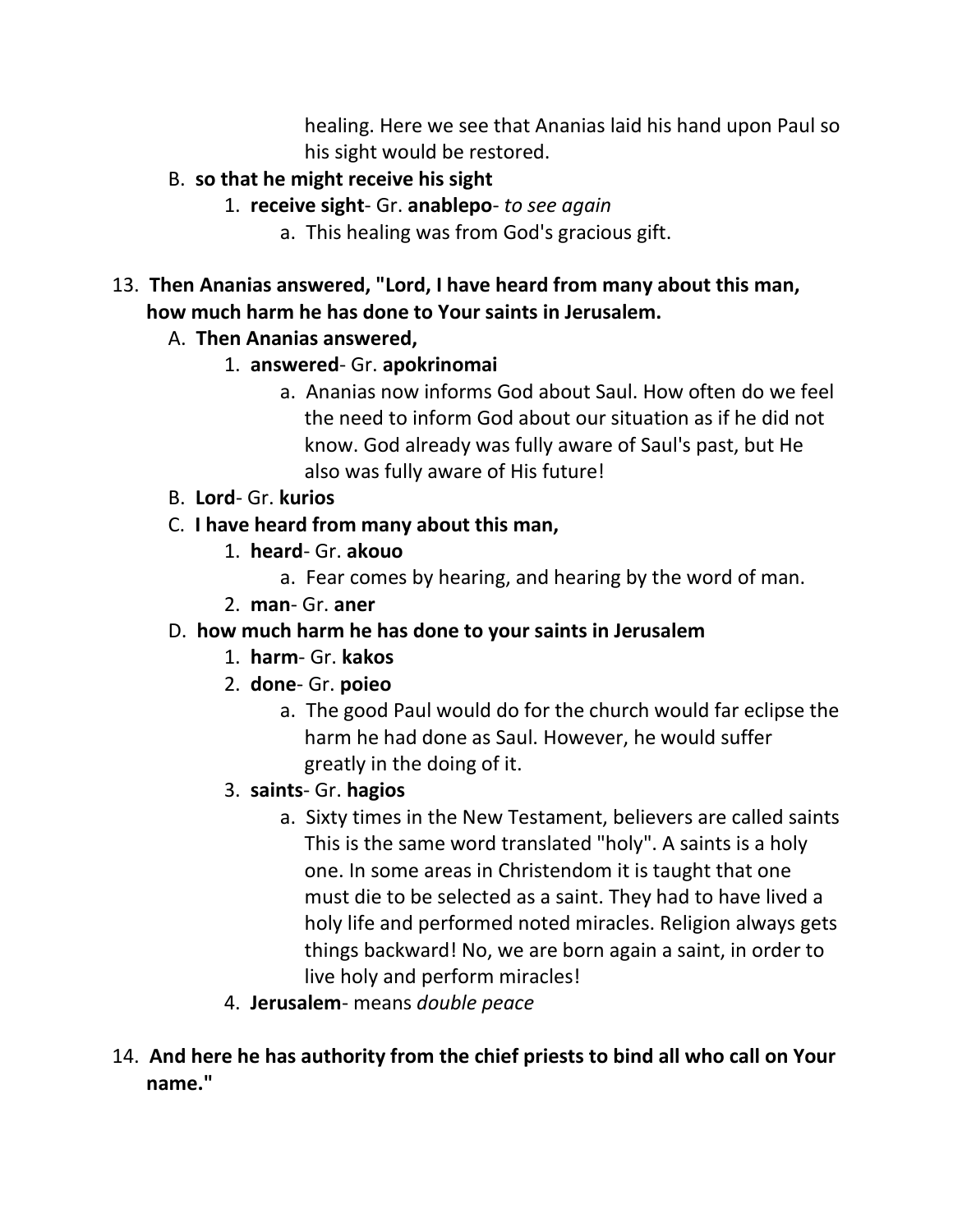healing. Here we see that Ananias laid his hand upon Paul so his sight would be restored.

B. **so that he might receive his sight**

1. **receive sight**- Gr. **anablepo**- *to see again*

   a. This healing was from God's gracious gift.

13. **Then Ananias answered, "Lord, I have heard from many about this man, how much harm he has done to Your saints in Jerusalem.**

A. **Then Ananias answered,**

1. **answered**- Gr. **apokrinomai**

   a. Ananias now informs God about Saul. How often do we feel the need to inform God about our situation as if he did not know. God already was fully aware of Saul's past, but He also was fully aware of His future!

B. **Lord**- Gr. **kurios**

C. **I have heard from many about this man,**

1. **heard**- Gr. **akouo**

   a. Fear comes by hearing, and hearing by the word of man.

2. **man**- Gr. **aner**

D. **how much harm he has done to your saints in Jerusalem**

1. **harm**- Gr. **kakos**

2. **done**- Gr. **poieo**

   a. The good Paul would do for the church would far eclipse the harm he had done as Saul. However, he would suffer greatly in the doing of it.

3. **saints**- Gr. **hagios**

   a. Sixty times in the New Testament, believers are called saints This is the same word translated "holy". A saints is a holy one. In some areas in Christendom it is taught that one must die to be selected as a saint. They had to have lived a holy life and performed noted miracles. Religion always gets things backward! No, we are born again a saint, in order to live holy and perform miracles!

4. **Jerusalem**- means *double peace*

14. **And here he has authority from the chief priests to bind all who call on Your name."**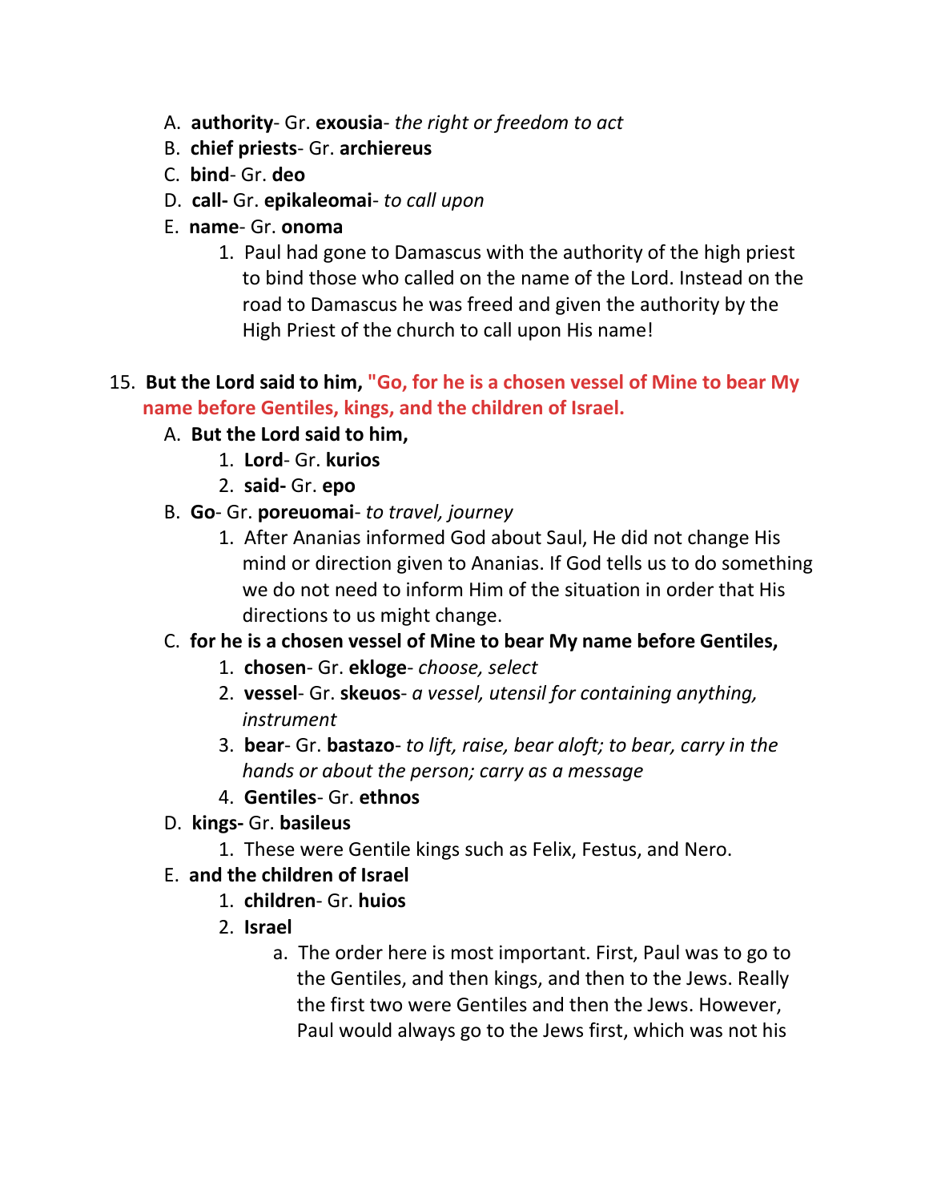A. **authority**- Gr. **exousia**- *the right or freedom to act*
B. **chief priests**- Gr. **archiereus**
C. **bind**- Gr. **deo**
D. **call-** Gr. **epikaleomai**- *to call upon*
E. **name**- Gr. **onoma**
    1. Paul had gone to Damascus with the authority of the high priest to bind those who called on the name of the Lord. Instead on the road to Damascus he was freed and given the authority by the High Priest of the church to call upon His name!

15. **But the Lord said to him, "Go, for he is a chosen vessel of Mine to bear My name before Gentiles, kings, and the children of Israel.**
    A. **But the Lord said to him,**
        1. **Lord**- Gr. **kurios**
        2. **said-** Gr. **epo**
    B. **Go**- Gr. **poreuomai**- *to travel, journey*
        1. After Ananias informed God about Saul, He did not change His mind or direction given to Ananias. If God tells us to do something we do not need to inform Him of the situation in order that His directions to us might change.
    C. **for he is a chosen vessel of Mine to bear My name before Gentiles,**
        1. **chosen**- Gr. **ekloge**- *choose, select*
        2. **vessel**- Gr. **skeuos**- *a vessel, utensil for containing anything, instrument*
        3. **bear**- Gr. **bastazo**- *to lift, raise, bear aloft; to bear, carry in the hands or about the person; carry as a message*
        4. **Gentiles**- Gr. **ethnos**
    D. **kings-** Gr. **basileus**
        1. These were Gentile kings such as Felix, Festus, and Nero.
    E. **and the children of Israel**
        1. **children**- Gr. **huios**
        2. **Israel**
            a. The order here is most important. First, Paul was to go to the Gentiles, and then kings, and then to the Jews. Really the first two were Gentiles and then the Jews. However, Paul would always go to the Jews first, which was not his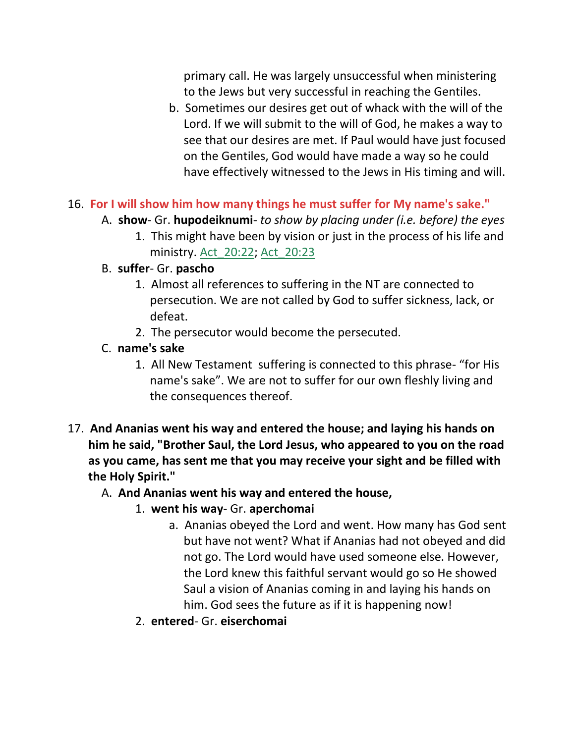primary call. He was largely unsuccessful when ministering to the Jews but very successful in reaching the Gentiles.

   b. Sometimes our desires get out of whack with the will of the Lord. If we will submit to the will of God, he makes a way to see that our desires are met. If Paul would have just focused on the Gentiles, God would have made a way so he could have effectively witnessed to the Jews in His timing and will.

16. **For I will show him how many things he must suffer for My name's sake."**
   A. **show**- Gr. **hupodeiknumi**- *to show by placing under (i.e. before) the eyes*
      1. This might have been by vision or just in the process of his life and ministry. Act_20:22; Act_20:23
   B. **suffer**- Gr. **pascho**
      1. Almost all references to suffering in the NT are connected to persecution. We are not called by God to suffer sickness, lack, or defeat.
      2. The persecutor would become the persecuted.
   C. **name's sake**
      1. All New Testament suffering is connected to this phrase- "for His name's sake". We are not to suffer for our own fleshly living and the consequences thereof.

17. **And Ananias went his way and entered the house; and laying his hands on him he said, "Brother Saul, the Lord Jesus, who appeared to you on the road as you came, has sent me that you may receive your sight and be filled with the Holy Spirit."**
   A. **And Ananias went his way and entered the house,**
      1. **went his way**- Gr. **aperchomai**
         a. Ananias obeyed the Lord and went. How many has God sent but have not went? What if Ananias had not obeyed and did not go. The Lord would have used someone else. However, the Lord knew this faithful servant would go so He showed Saul a vision of Ananias coming in and laying his hands on him. God sees the future as if it is happening now!
      2. **entered**- Gr. **eiserchomai**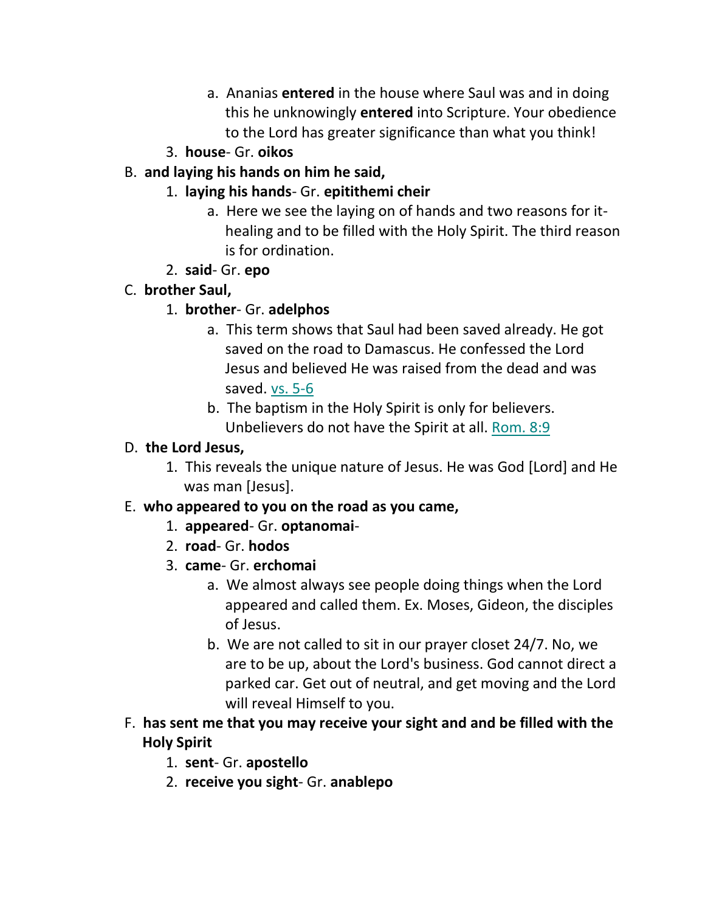a. Ananias **entered** in the house where Saul was and in doing this he unknowingly **entered** into Scripture. Your obedience to the Lord has greater significance than what you think!

    3. **house**- Gr. **oikos**

B. **and laying his hands on him he said,**

    1. **laying his hands**- Gr. **epitithemi cheir**

        a. Here we see the laying on of hands and two reasons for it- healing and to be filled with the Holy Spirit. The third reason is for ordination.

    2. **said**- Gr. **epo**

C. **brother Saul,**

    1. **brother**- Gr. **adelphos**

        a. This term shows that Saul had been saved already. He got saved on the road to Damascus. He confessed the Lord Jesus and believed He was raised from the dead and was saved. vs. 5-6

        b. The baptism in the Holy Spirit is only for believers. Unbelievers do not have the Spirit at all. Rom. 8:9

D. **the Lord Jesus,**

    1. This reveals the unique nature of Jesus. He was God [Lord] and He was man [Jesus].

E. **who appeared to you on the road as you came,**

    1. **appeared**- Gr. **optanomai**-

    2. **road**- Gr. **hodos**

    3. **came**- Gr. **erchomai**

        a. We almost always see people doing things when the Lord appeared and called them. Ex. Moses, Gideon, the disciples of Jesus.

        b. We are not called to sit in our prayer closet 24/7. No, we are to be up, about the Lord's business. God cannot direct a parked car. Get out of neutral, and get moving and the Lord will reveal Himself to you.

F. **has sent me that you may receive your sight and and be filled with the Holy Spirit**

    1. **sent**- Gr. **apostello**

    2. **receive you sight**- Gr. **anablepo**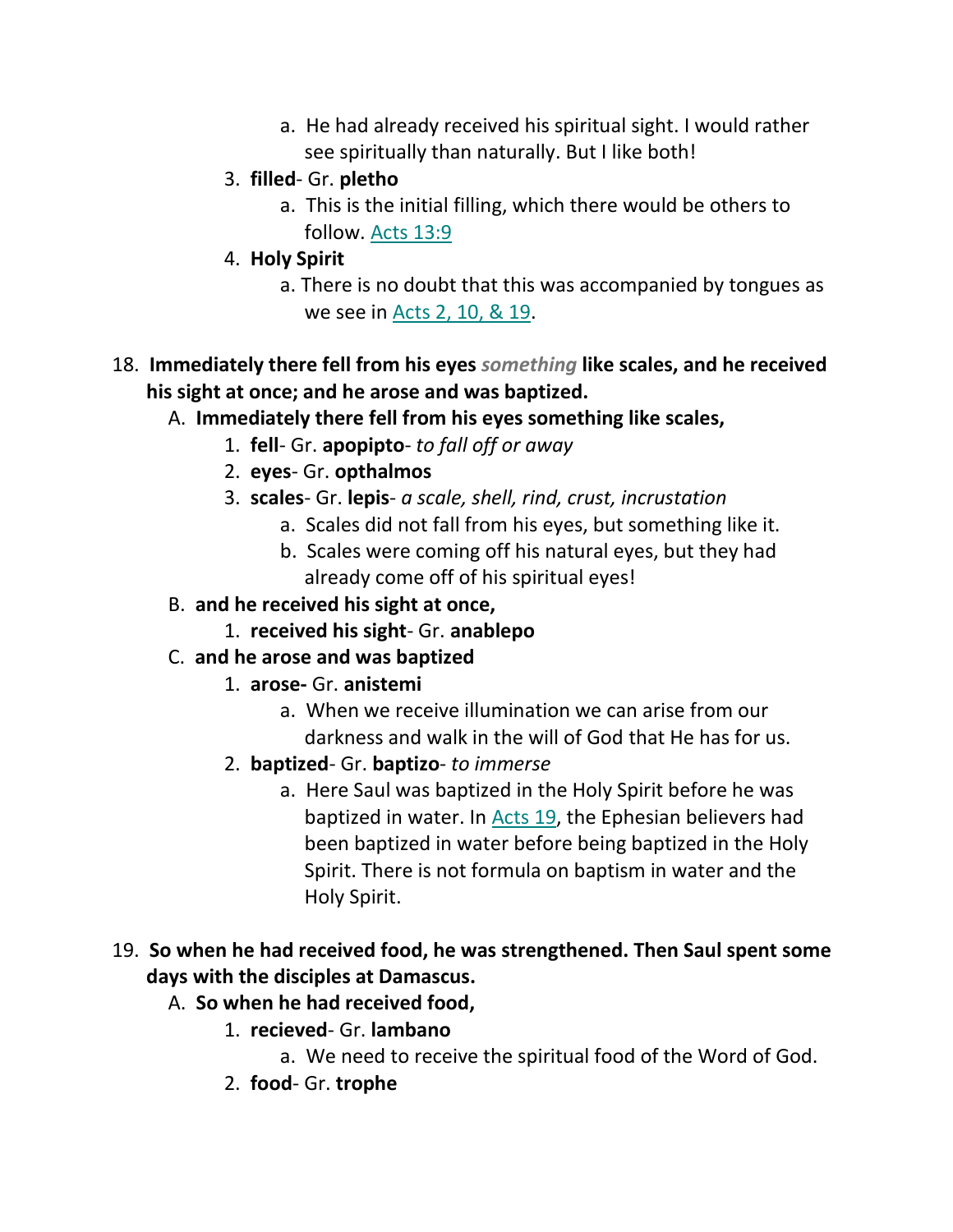a. He had already received his spiritual sight. I would rather see spiritually than naturally. But I like both!

3. **filled**- Gr. **pletho**
   a. This is the initial filling, which there would be others to follow. Acts 13:9

4. **Holy Spirit**
   a. There is no doubt that this was accompanied by tongues as we see in Acts 2, 10, & 19.

18. **Immediately there fell from his eyes *something* like scales, and he received his sight at once; and he arose and was baptized.**

A. **Immediately there fell from his eyes something like scales,**

1. **fell**- Gr. **apopipto**- *to fall off or away*
2. **eyes**- Gr. **opthalmos**
3. **scales**- Gr. **lepis**- *a scale, shell, rind, crust, incrustation*
   a. Scales did not fall from his eyes, but something like it.
   b. Scales were coming off his natural eyes, but they had already come off of his spiritual eyes!

B. **and he received his sight at once,**

1. **received his sight**- Gr. **anablepo**

C. **and he arose and was baptized**

1. **arose-** Gr. **anistemi**
   a. When we receive illumination we can arise from our darkness and walk in the will of God that He has for us.
2. **baptized**- Gr. **baptizo**- *to immerse*
   a. Here Saul was baptized in the Holy Spirit before he was baptized in water. In Acts 19, the Ephesian believers had been baptized in water before being baptized in the Holy Spirit. There is not formula on baptism in water and the Holy Spirit.

19. **So when he had received food, he was strengthened. Then Saul spent some days with the disciples at Damascus.**

A. **So when he had received food,**

1. **recieved**- Gr. **lambano**
   a. We need to receive the spiritual food of the Word of God.
2. **food**- Gr. **trophe**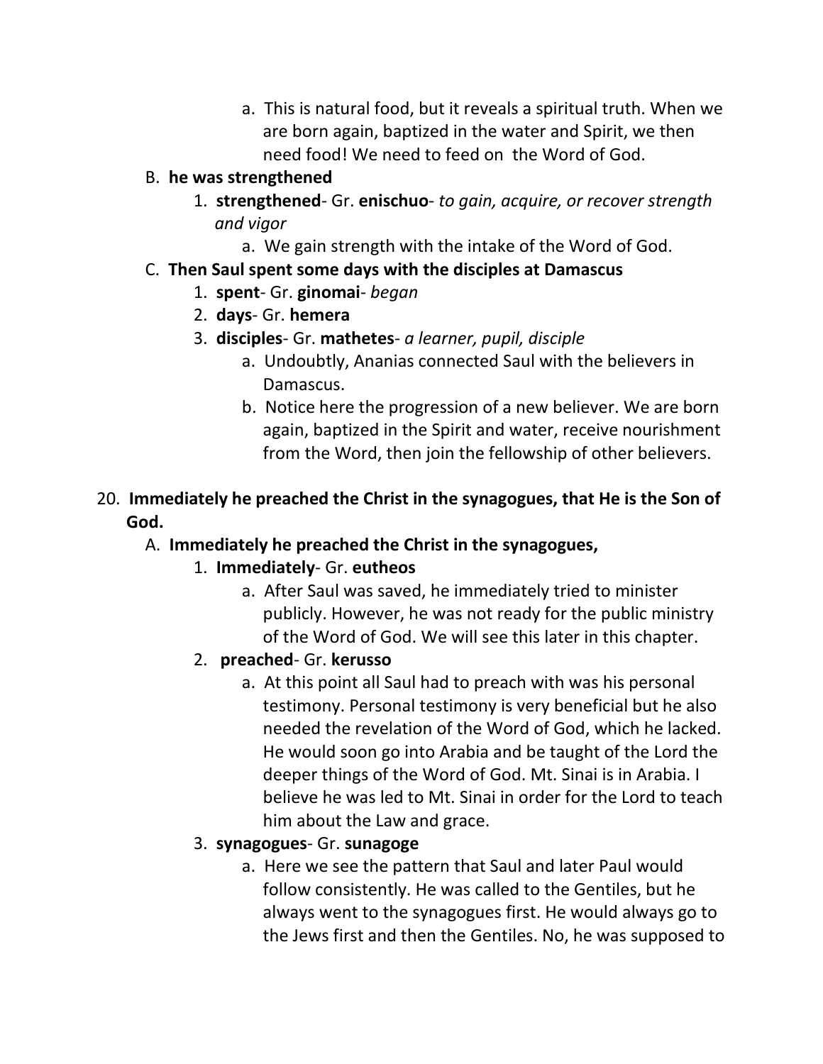a. This is natural food, but it reveals a spiritual truth. When we are born again, baptized in the water and Spirit, we then need food! We need to feed on  the Word of God.

B. **he was strengthened**

  1. **strengthened**- Gr. **enischuo**- *to gain, acquire, or recover strength and vigor*

    a. We gain strength with the intake of the Word of God.

C. **Then Saul spent some days with the disciples at Damascus**

  1. **spent**- Gr. **ginomai**- *began*
  2. **days**- Gr. **hemera**
  3. **disciples**- Gr. **mathetes**- *a learner, pupil, disciple*

    a. Undoubtly, Ananias connected Saul with the believers in Damascus.

    b. Notice here the progression of a new believer. We are born again, baptized in the Spirit and water, receive nourishment from the Word, then join the fellowship of other believers.

20. **Immediately he preached the Christ in the synagogues, that He is the Son of God.**

A. **Immediately he preached the Christ in the synagogues,**

  1. **Immediately**- Gr. **eutheos**

    a. After Saul was saved, he immediately tried to minister publicly. However, he was not ready for the public ministry of the Word of God. We will see this later in this chapter.

  2. **preached**- Gr. **kerusso**

    a. At this point all Saul had to preach with was his personal testimony. Personal testimony is very beneficial but he also needed the revelation of the Word of God, which he lacked. He would soon go into Arabia and be taught of the Lord the deeper things of the Word of God. Mt. Sinai is in Arabia. I believe he was led to Mt. Sinai in order for the Lord to teach him about the Law and grace.

  3. **synagogues**- Gr. **sunagoge**

    a. Here we see the pattern that Saul and later Paul would follow consistently. He was called to the Gentiles, but he always went to the synagogues first. He would always go to the Jews first and then the Gentiles. No, he was supposed to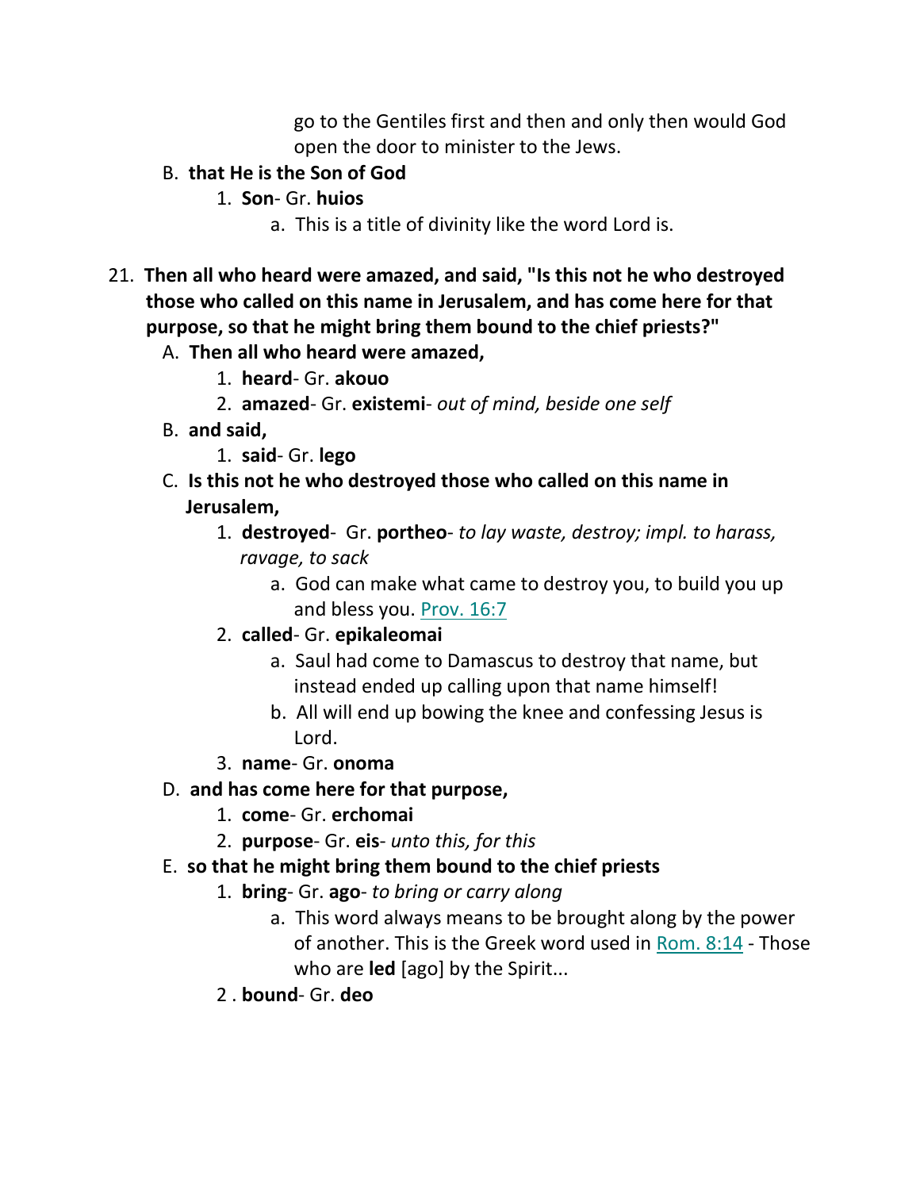go to the Gentiles first and then and only then would God open the door to minister to the Jews.

B. **that He is the Son of God**

1. **Son**- Gr. **huios**

a. This is a title of divinity like the word Lord is.

21. **Then all who heard were amazed, and said, "Is this not he who destroyed those who called on this name in Jerusalem, and has come here for that purpose, so that he might bring them bound to the chief priests?"**

A. **Then all who heard were amazed,**

1. **heard**- Gr. **akouo**
2. **amazed**- Gr. **existemi**- *out of mind, beside one self*

B. **and said,**

1. **said**- Gr. **lego**

C. **Is this not he who destroyed those who called on this name in Jerusalem,**

1. **destroyed**- Gr. **portheo**- *to lay waste, destroy; impl. to harass, ravage, to sack*

a. God can make what came to destroy you, to build you up and bless you. Prov. 16:7

2. **called**- Gr. **epikaleomai**

a. Saul had come to Damascus to destroy that name, but instead ended up calling upon that name himself!

b. All will end up bowing the knee and confessing Jesus is Lord.

3. **name**- Gr. **onoma**

D. **and has come here for that purpose,**

1. **come**- Gr. **erchomai**
2. **purpose**- Gr. **eis**- *unto this, for this*

E. **so that he might bring them bound to the chief priests**

1. **bring**- Gr. **ago**- *to bring or carry along*

a. This word always means to be brought along by the power of another. This is the Greek word used in Rom. 8:14 - Those who are **led** [ago] by the Spirit...

2 . **bound**- Gr. **deo**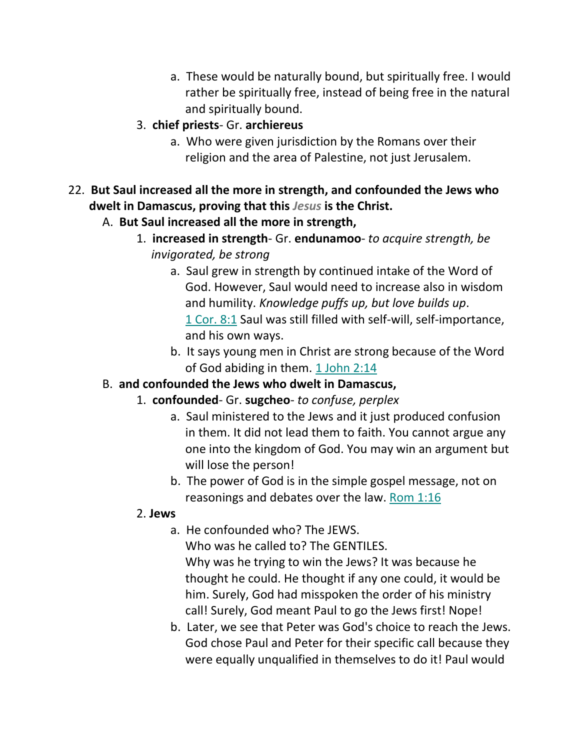a. These would be naturally bound, but spiritually free. I would rather be spiritually free, instead of being free in the natural and spiritually bound.

3. **chief priests**- Gr. **archiereus**
   a. Who were given jurisdiction by the Romans over their religion and the area of Palestine, not just Jerusalem.

22. **But Saul increased all the more in strength, and confounded the Jews who dwelt in Damascus, proving that this *Jesus* is the Christ.**

A. **But Saul increased all the more in strength,**

1. **increased in strength**- Gr. **endunamoo**- *to acquire strength, be invigorated, be strong*
   a. Saul grew in strength by continued intake of the Word of God. However, Saul would need to increase also in wisdom and humility. *Knowledge puffs up, but love builds up*. 1 Cor. 8:1 Saul was still filled with self-will, self-importance, and his own ways.
   b. It says young men in Christ are strong because of the Word of God abiding in them. 1 John 2:14

B. **and confounded the Jews who dwelt in Damascus,**

1. **confounded**- Gr. **sugcheo**- *to confuse, perplex*
   a. Saul ministered to the Jews and it just produced confusion in them. It did not lead them to faith. You cannot argue any one into the kingdom of God. You may win an argument but will lose the person!
   b. The power of God is in the simple gospel message, not on reasonings and debates over the law. Rom 1:16

2. **Jews**
   a. He confounded who? The JEWS.
   Who was he called to? The GENTILES.
   Why was he trying to win the Jews? It was because he thought he could. He thought if any one could, it would be him. Surely, God had misspoken the order of his ministry call! Surely, God meant Paul to go the Jews first! Nope!
   b. Later, we see that Peter was God's choice to reach the Jews. God chose Paul and Peter for their specific call because they were equally unqualified in themselves to do it! Paul would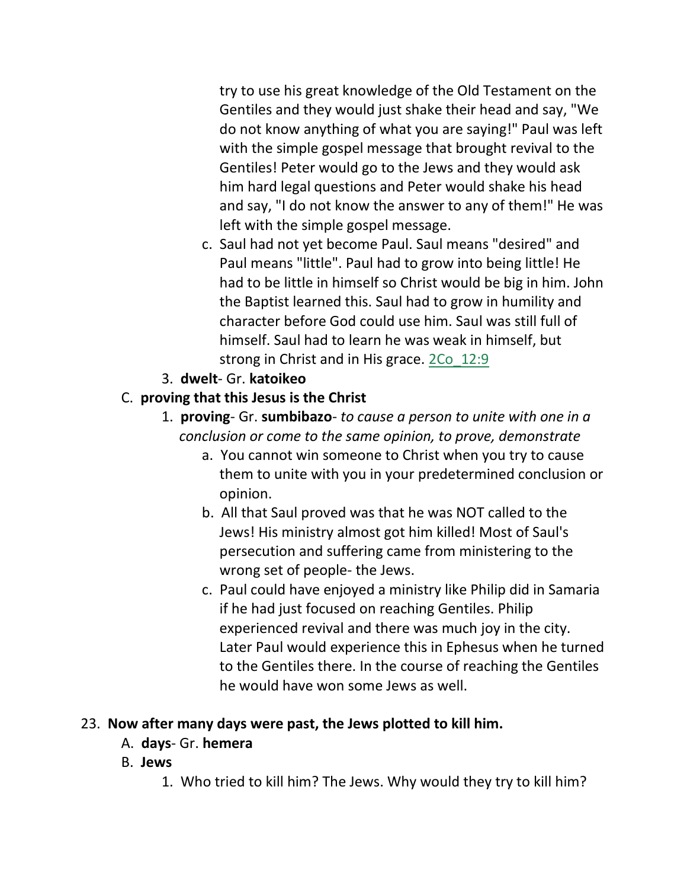try to use his great knowledge of the Old Testament on the Gentiles and they would just shake their head and say, "We do not know anything of what you are saying!" Paul was left with the simple gospel message that brought revival to the Gentiles! Peter would go to the Jews and they would ask him hard legal questions and Peter would shake his head and say, "I do not know the answer to any of them!" He was left with the simple gospel message.

c. Saul had not yet become Paul. Saul means "desired" and Paul means "little". Paul had to grow into being little! He had to be little in himself so Christ would be big in him. John the Baptist learned this. Saul had to grow in humility and character before God could use him. Saul was still full of himself. Saul had to learn he was weak in himself, but strong in Christ and in His grace. 2Co_12:9

3. **dwelt**- Gr. **katoikeo**

C. **proving that this Jesus is the Christ**

1. **proving**- Gr. **sumbibazo**- *to cause a person to unite with one in a conclusion or come to the same opinion, to prove, demonstrate*

a. You cannot win someone to Christ when you try to cause them to unite with you in your predetermined conclusion or opinion.

b. All that Saul proved was that he was NOT called to the Jews! His ministry almost got him killed! Most of Saul's persecution and suffering came from ministering to the wrong set of people- the Jews.

c. Paul could have enjoyed a ministry like Philip did in Samaria if he had just focused on reaching Gentiles. Philip experienced revival and there was much joy in the city. Later Paul would experience this in Ephesus when he turned to the Gentiles there. In the course of reaching the Gentiles he would have won some Jews as well.

23. **Now after many days were past, the Jews plotted to kill him.**

A. **days**- Gr. **hemera**

B. **Jews**

1. Who tried to kill him? The Jews. Why would they try to kill him?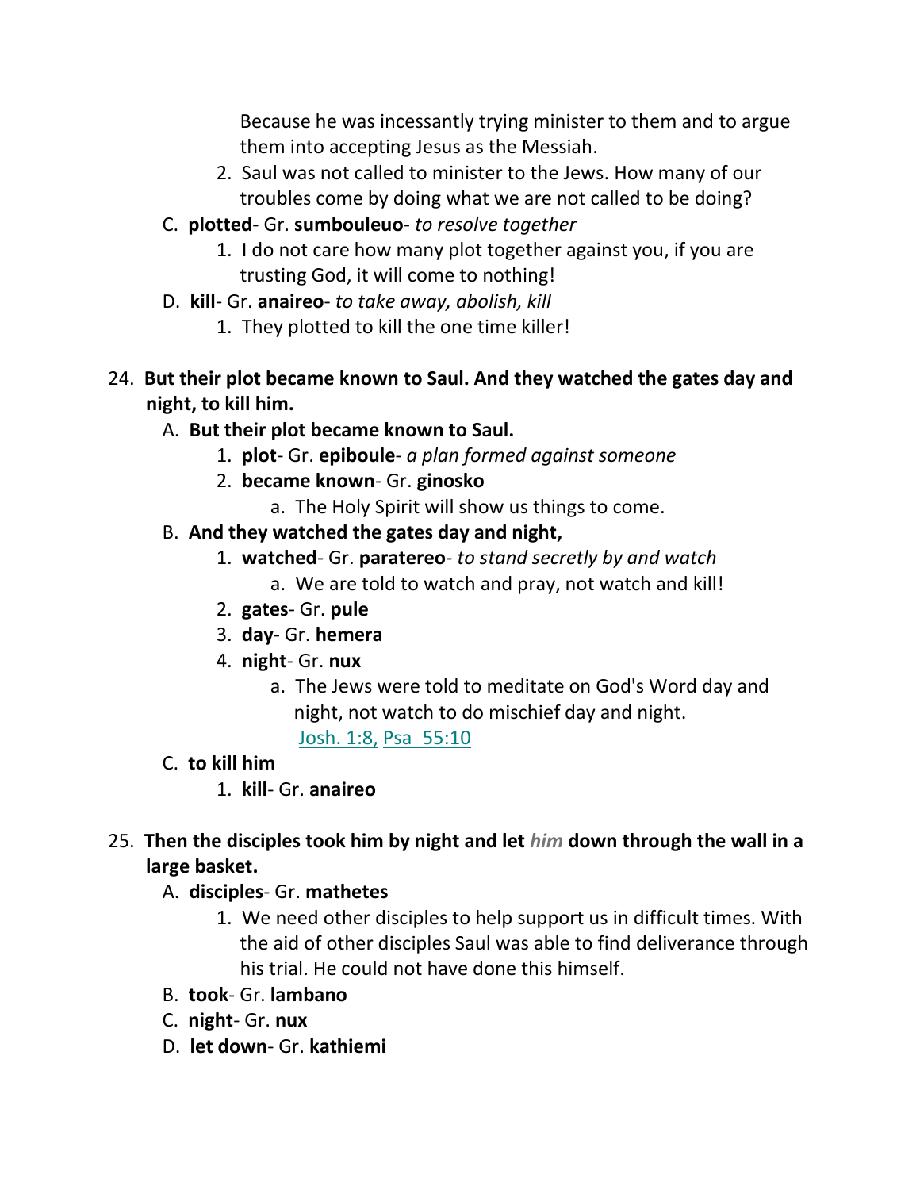Because he was incessantly trying minister to them and to argue them into accepting Jesus as the Messiah.

2. Saul was not called to minister to the Jews. How many of our troubles come by doing what we are not called to be doing?

C. **plotted**- Gr. **sumbouleuo**- *to resolve together*

1. I do not care how many plot together against you, if you are trusting God, it will come to nothing!

D. **kill**- Gr. **anaireo**- *to take away, abolish, kill*

1. They plotted to kill the one time killer!

24. **But their plot became known to Saul. And they watched the gates day and night, to kill him.**

A. **But their plot became known to Saul.**

1. **plot**- Gr. **epiboule**- *a plan formed against someone*
2. **became known**- Gr. **ginosko**
   a. The Holy Spirit will show us things to come.

B. **And they watched the gates day and night,**

1. **watched**- Gr. **paratereo**- *to stand secretly by and watch*
   a. We are told to watch and pray, not watch and kill!
2. **gates**- Gr. **pule**
3. **day**- Gr. **hemera**
4. **night**- Gr. **nux**
   a. The Jews were told to meditate on God's Word day and night, not watch to do mischief day and night. Josh. 1:8, Psa 55:10

C. **to kill him**

1. **kill**- Gr. **anaireo**

25. **Then the disciples took him by night and let *him* down through the wall in a large basket.**

A. **disciples**- Gr. **mathetes**

1. We need other disciples to help support us in difficult times. With the aid of other disciples Saul was able to find deliverance through his trial. He could not have done this himself.

B. **took**- Gr. **lambano**

C. **night**- Gr. **nux**

D. **let down**- Gr. **kathiemi**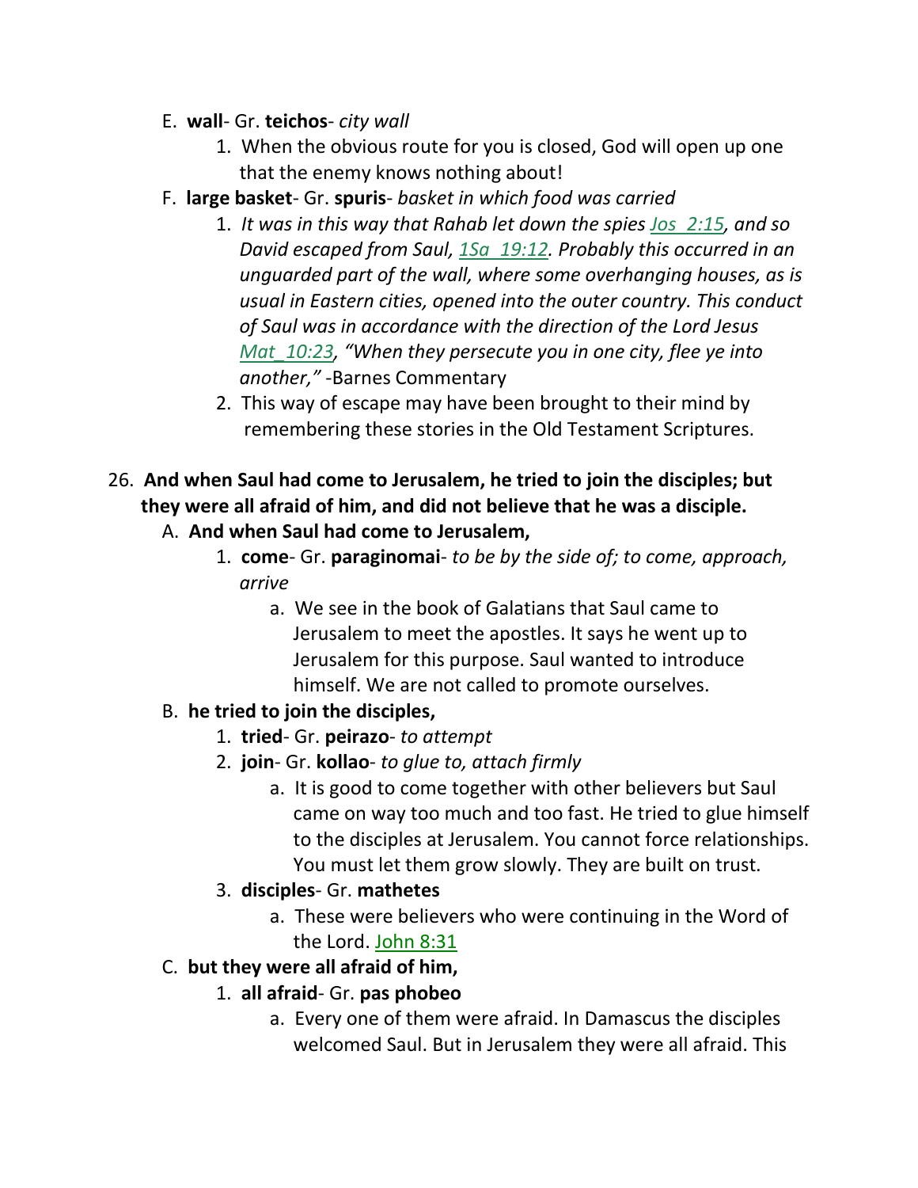E. **wall**- Gr. **teichos**- *city wall*

1. When the obvious route for you is closed, God will open up one that the enemy knows nothing about!

F. **large basket**- Gr. **spuris**- *basket in which food was carried*

1. *It was in this way that Rahab let down the spies Jos_2:15, and so David escaped from Saul, 1Sa_19:12. Probably this occurred in an unguarded part of the wall, where some overhanging houses, as is usual in Eastern cities, opened into the outer country. This conduct of Saul was in accordance with the direction of the Lord Jesus Mat_10:23, "When they persecute you in one city, flee ye into another,"* -Barnes Commentary
2. This way of escape may have been brought to their mind by remembering these stories in the Old Testament Scriptures.

26. **And when Saul had come to Jerusalem, he tried to join the disciples; but they were all afraid of him, and did not believe that he was a disciple.**

A. **And when Saul had come to Jerusalem,**

1. **come**- Gr. **paraginomai**- *to be by the side of; to come, approach, arrive*
   a. We see in the book of Galatians that Saul came to Jerusalem to meet the apostles. It says he went up to Jerusalem for this purpose. Saul wanted to introduce himself. We are not called to promote ourselves.

B. **he tried to join the disciples,**

1. **tried**- Gr. **peirazo**- *to attempt*
2. **join**- Gr. **kollao**- *to glue to, attach firmly*
   a. It is good to come together with other believers but Saul came on way too much and too fast. He tried to glue himself to the disciples at Jerusalem. You cannot force relationships. You must let them grow slowly. They are built on trust.
3. **disciples**- Gr. **mathetes**
   a. These were believers who were continuing in the Word of the Lord. John 8:31

C. **but they were all afraid of him,**

1. **all afraid**- Gr. **pas phobeo**
   a. Every one of them were afraid. In Damascus the disciples welcomed Saul. But in Jerusalem they were all afraid. This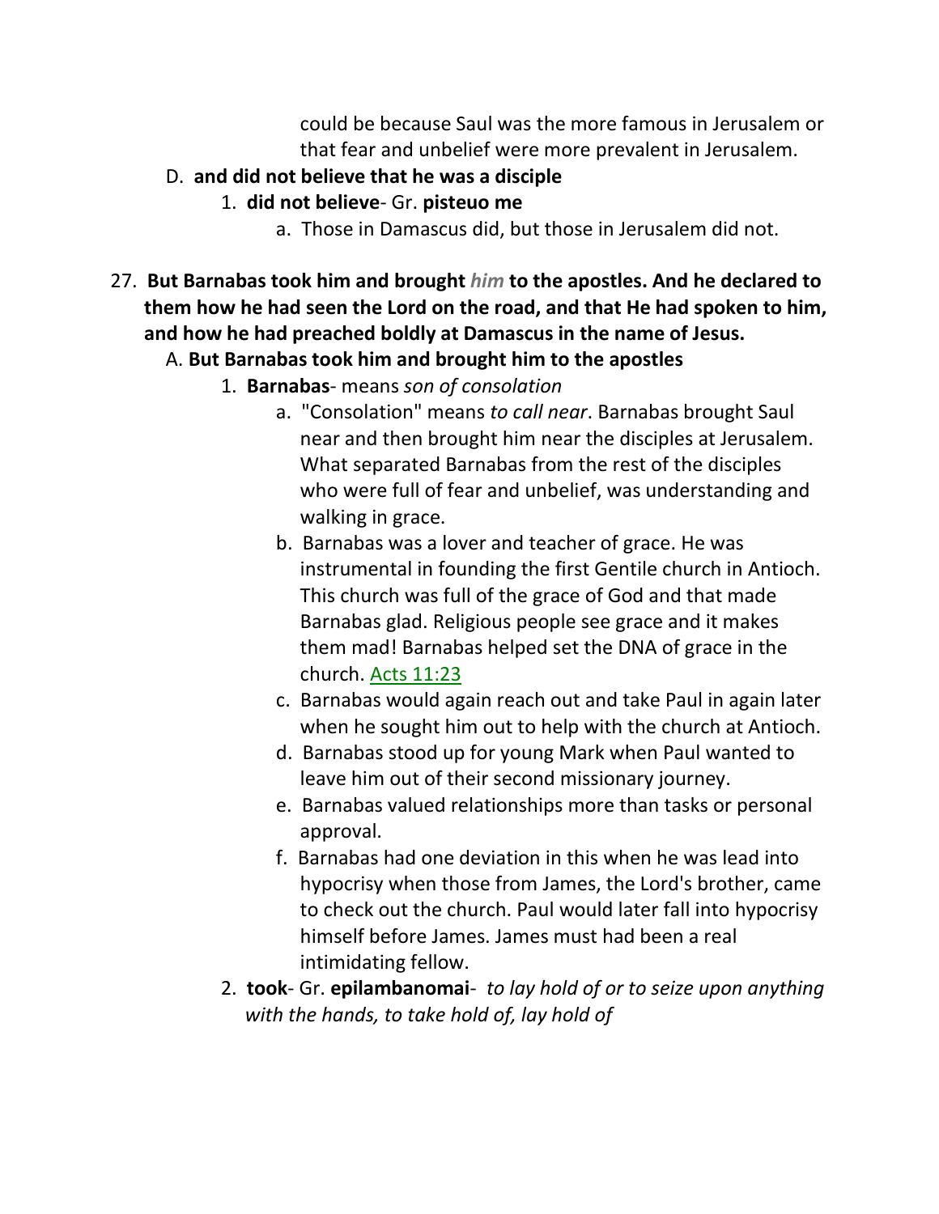could be because Saul was the more famous in Jerusalem or that fear and unbelief were more prevalent in Jerusalem.

D. **and did not believe that he was a disciple**

1. **did not believe**- Gr. **pisteuo me**
   a. Those in Damascus did, but those in Jerusalem did not.

27. **But Barnabas took him and brought *him* to the apostles. And he declared to them how he had seen the Lord on the road, and that He had spoken to him, and how he had preached boldly at Damascus in the name of Jesus.**

A. **But Barnabas took him and brought him to the apostles**

1. **Barnabas**- means *son of consolation*
   a. "Consolation" means *to call near*. Barnabas brought Saul near and then brought him near the disciples at Jerusalem. What separated Barnabas from the rest of the disciples who were full of fear and unbelief, was understanding and walking in grace.
   b. Barnabas was a lover and teacher of grace. He was instrumental in founding the first Gentile church in Antioch. This church was full of the grace of God and that made Barnabas glad. Religious people see grace and it makes them mad! Barnabas helped set the DNA of grace in the church. Acts 11:23
   c. Barnabas would again reach out and take Paul in again later when he sought him out to help with the church at Antioch.
   d. Barnabas stood up for young Mark when Paul wanted to leave him out of their second missionary journey.
   e. Barnabas valued relationships more than tasks or personal approval.
   f. Barnabas had one deviation in this when he was lead into hypocrisy when those from James, the Lord's brother, came to check out the church. Paul would later fall into hypocrisy himself before James. James must had been a real intimidating fellow.
2. **took**- Gr. **epilambanomai**- *to lay hold of or to seize upon anything with the hands, to take hold of, lay hold of*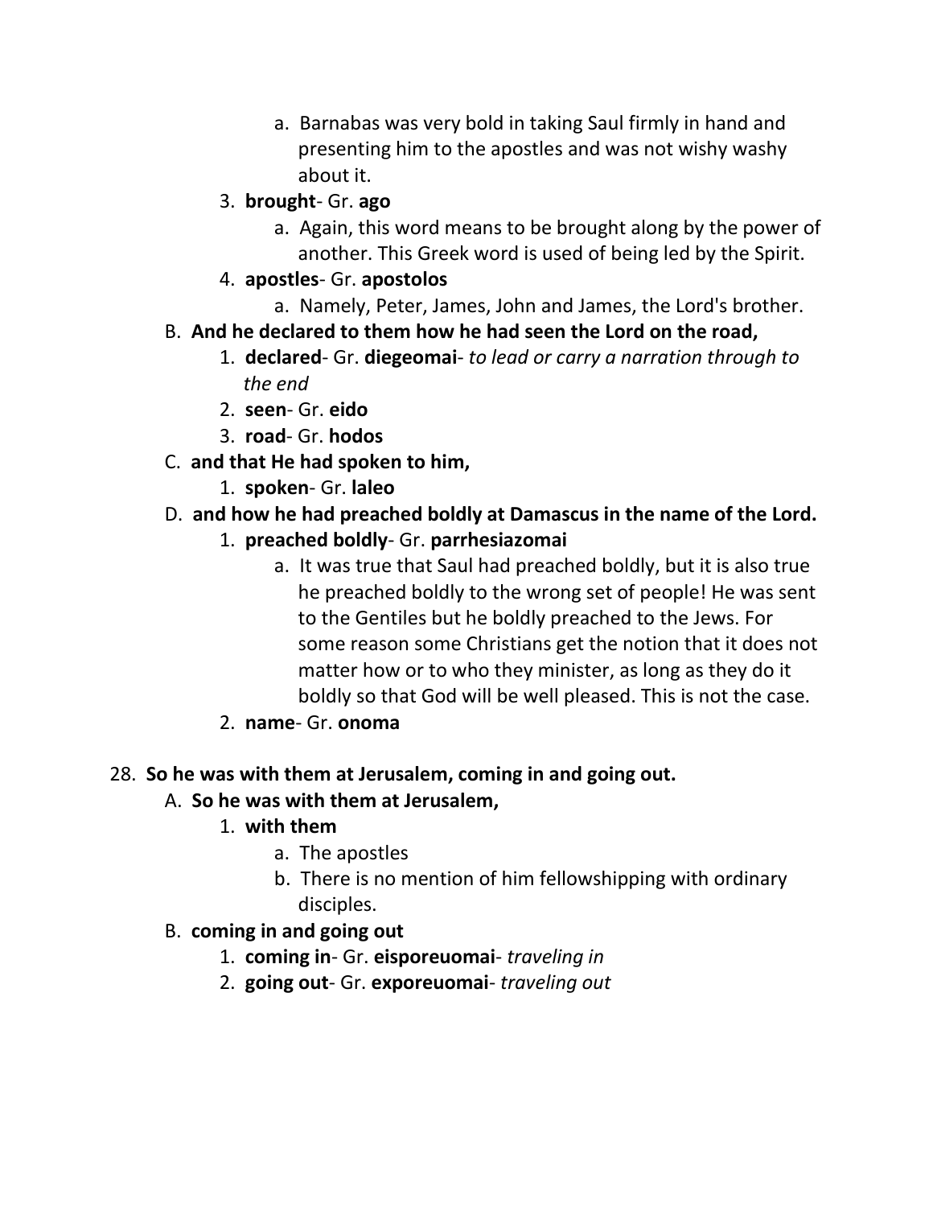a. Barnabas was very bold in taking Saul firmly in hand and presenting him to the apostles and was not wishy washy about it.

        3. **brought**- Gr. **ago**
            a. Again, this word means to be brought along by the power of another. This Greek word is used of being led by the Spirit.
        4. **apostles**- Gr. **apostolos**
            a. Namely, Peter, James, John and James, the Lord's brother.

    B. **And he declared to them how he had seen the Lord on the road,**
        1. **declared**- Gr. **diegeomai**- *to lead or carry a narration through to the end*
        2. **seen**- Gr. **eido**
        3. **road**- Gr. **hodos**

    C. **and that He had spoken to him,**
        1. **spoken**- Gr. **laleo**

    D. **and how he had preached boldly at Damascus in the name of the Lord.**
        1. **preached boldly**- Gr. **parrhesiazomai**
            a. It was true that Saul had preached boldly, but it is also true he preached boldly to the wrong set of people! He was sent to the Gentiles but he boldly preached to the Jews. For some reason some Christians get the notion that it does not matter how or to who they minister, as long as they do it boldly so that God will be well pleased. This is not the case.
        2. **name**- Gr. **onoma**

28. **So he was with them at Jerusalem, coming in and going out.**

    A. **So he was with them at Jerusalem,**
        1. **with them**
            a. The apostles
            b. There is no mention of him fellowshipping with ordinary disciples.

    B. **coming in and going out**
        1. **coming in**- Gr. **eisporeuomai**- *traveling in*
        2. **going out**- Gr. **exporeuomai**- *traveling out*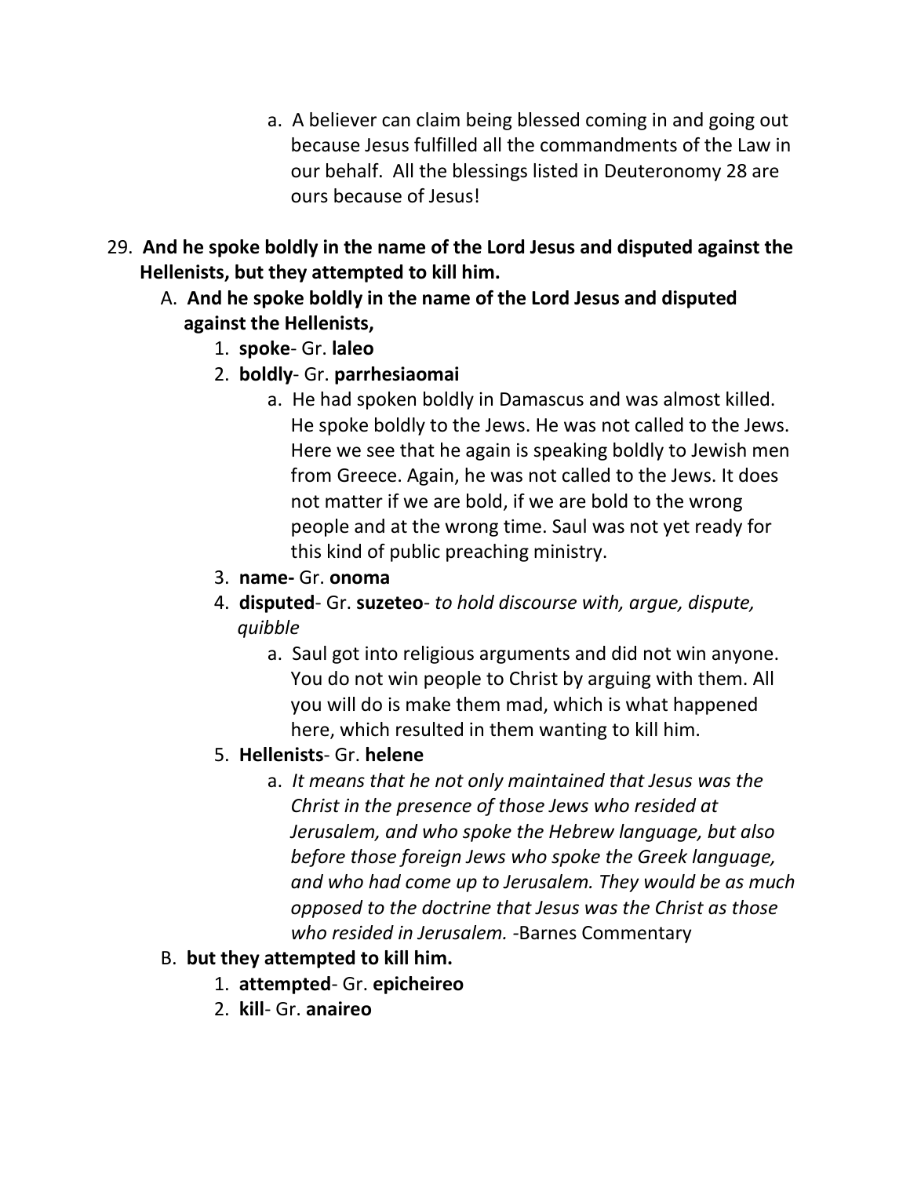a. A believer can claim being blessed coming in and going out because Jesus fulfilled all the commandments of the Law in our behalf. All the blessings listed in Deuteronomy 28 are ours because of Jesus!

29. **And he spoke boldly in the name of the Lord Jesus and disputed against the Hellenists, but they attempted to kill him.**
    - A. **And he spoke boldly in the name of the Lord Jesus and disputed against the Hellenists,**
        1. **spoke**- Gr. **laleo**
        2. **boldly**- Gr. **parrhesiaomai**
            - a. He had spoken boldly in Damascus and was almost killed. He spoke boldly to the Jews. He was not called to the Jews. Here we see that he again is speaking boldly to Jewish men from Greece. Again, he was not called to the Jews. It does not matter if we are bold, if we are bold to the wrong people and at the wrong time. Saul was not yet ready for this kind of public preaching ministry.
        3. **name-** Gr. **onoma**
        4. **disputed**- Gr. **suzeteo**- *to hold discourse with, argue, dispute, quibble*
            - a. Saul got into religious arguments and did not win anyone. You do not win people to Christ by arguing with them. All you will do is make them mad, which is what happened here, which resulted in them wanting to kill him.
        5. **Hellenists**- Gr. **helene**
            - a. *It means that he not only maintained that Jesus was the Christ in the presence of those Jews who resided at Jerusalem, and who spoke the Hebrew language, but also before those foreign Jews who spoke the Greek language, and who had come up to Jerusalem. They would be as much opposed to the doctrine that Jesus was the Christ as those who resided in Jerusalem.* -Barnes Commentary
    - B. **but they attempted to kill him.**
        1. **attempted**- Gr. **epicheireo**
        2. **kill**- Gr. **anaireo**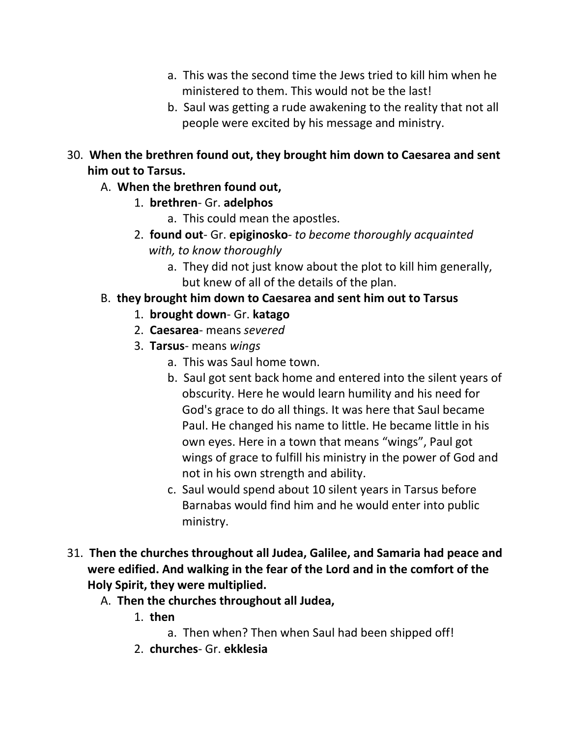a. This was the second time the Jews tried to kill him when he ministered to them. This would not be the last!
b. Saul was getting a rude awakening to the reality that not all people were excited by his message and ministry.

30. **When the brethren found out, they brought him down to Caesarea and sent him out to Tarsus.**
   A. **When the brethren found out,**
      1. **brethren**- Gr. **adelphos**
         a. This could mean the apostles.
      2. **found out**- Gr. **epiginosko**- *to become thoroughly acquainted with, to know thoroughly*
         a. They did not just know about the plot to kill him generally, but knew of all of the details of the plan.
   B. **they brought him down to Caesarea and sent him out to Tarsus**
      1. **brought down**- Gr. **katago**
      2. **Caesarea**- means *severed*
      3. **Tarsus**- means *wings*
         a. This was Saul home town.
         b. Saul got sent back home and entered into the silent years of obscurity. Here he would learn humility and his need for God's grace to do all things. It was here that Saul became Paul. He changed his name to little. He became little in his own eyes. Here in a town that means "wings", Paul got wings of grace to fulfill his ministry in the power of God and not in his own strength and ability.
         c. Saul would spend about 10 silent years in Tarsus before Barnabas would find him and he would enter into public ministry.

31. **Then the churches throughout all Judea, Galilee, and Samaria had peace and were edified. And walking in the fear of the Lord and in the comfort of the Holy Spirit, they were multiplied.**
   A. **Then the churches throughout all Judea,**
      1. **then**
         a. Then when? Then when Saul had been shipped off!
      2. **churches**- Gr. **ekklesia**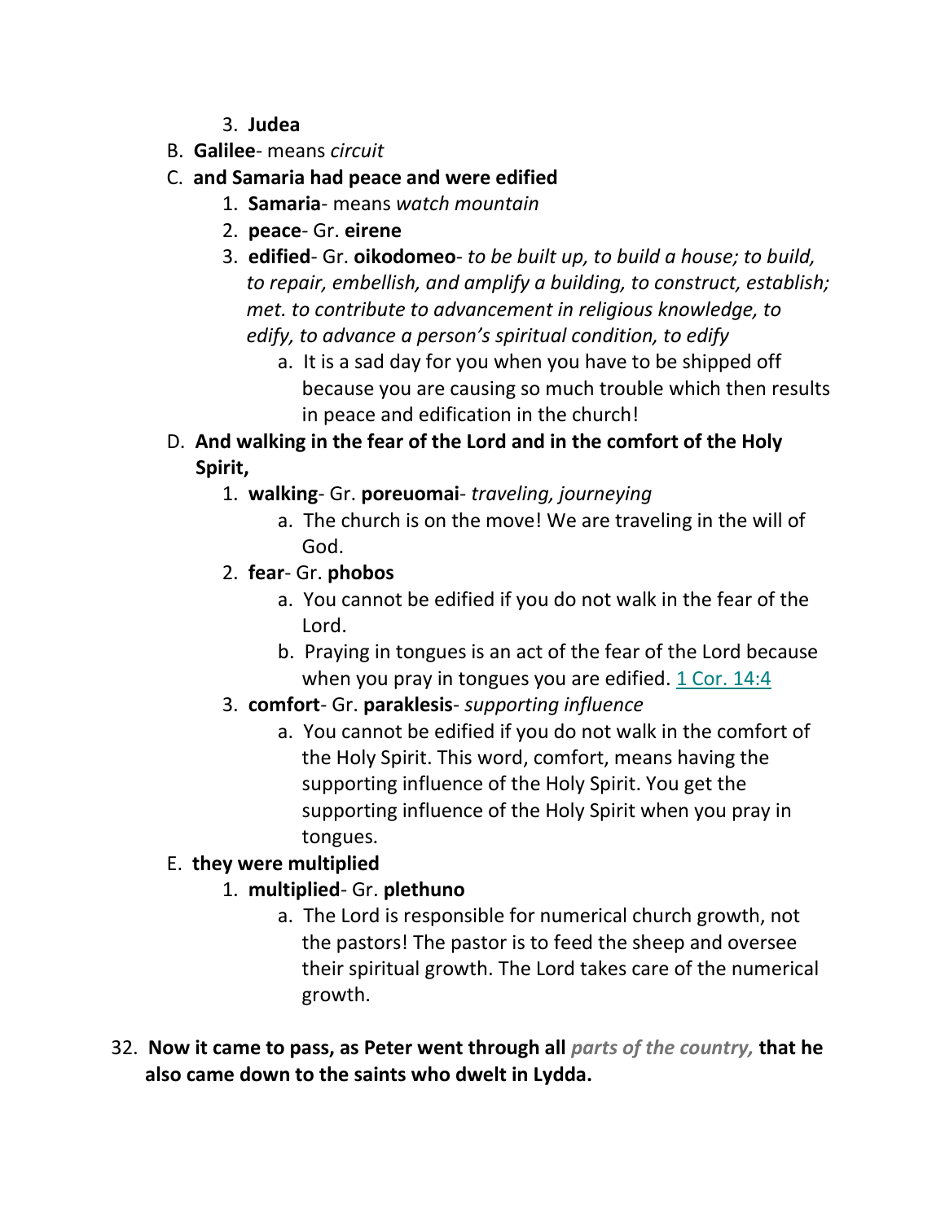3. **Judea**

B. **Galilee**- means *circuit*

C. **and Samaria had peace and were edified**

1. **Samaria**- means *watch mountain*
2. **peace**- Gr. **eirene**
3. **edified**- Gr. **oikodomeo**- *to be built up, to build a house; to build, to repair, embellish, and amplify a building, to construct, establish; met. to contribute to advancement in religious knowledge, to edify, to advance a person's spiritual condition, to edify*
    a. It is a sad day for you when you have to be shipped off because you are causing so much trouble which then results in peace and edification in the church!

D. **And walking in the fear of the Lord and in the comfort of the Holy Spirit,**

1. **walking**- Gr. **poreuomai**- *traveling, journeying*
    a. The church is on the move! We are traveling in the will of God.
2. **fear**- Gr. **phobos**
    a. You cannot be edified if you do not walk in the fear of the Lord.
    b. Praying in tongues is an act of the fear of the Lord because when you pray in tongues you are edified. 1 Cor. 14:4
3. **comfort**- Gr. **paraklesis**- *supporting influence*
    a. You cannot be edified if you do not walk in the comfort of the Holy Spirit. This word, comfort, means having the supporting influence of the Holy Spirit. You get the supporting influence of the Holy Spirit when you pray in tongues.

E. **they were multiplied**

1. **multiplied**- Gr. **plethuno**
    a. The Lord is responsible for numerical church growth, not the pastors! The pastor is to feed the sheep and oversee their spiritual growth. The Lord takes care of the numerical growth.

32. **Now it came to pass, as Peter went through all** ***parts of the country,*** **that he also came down to the saints who dwelt in Lydda.**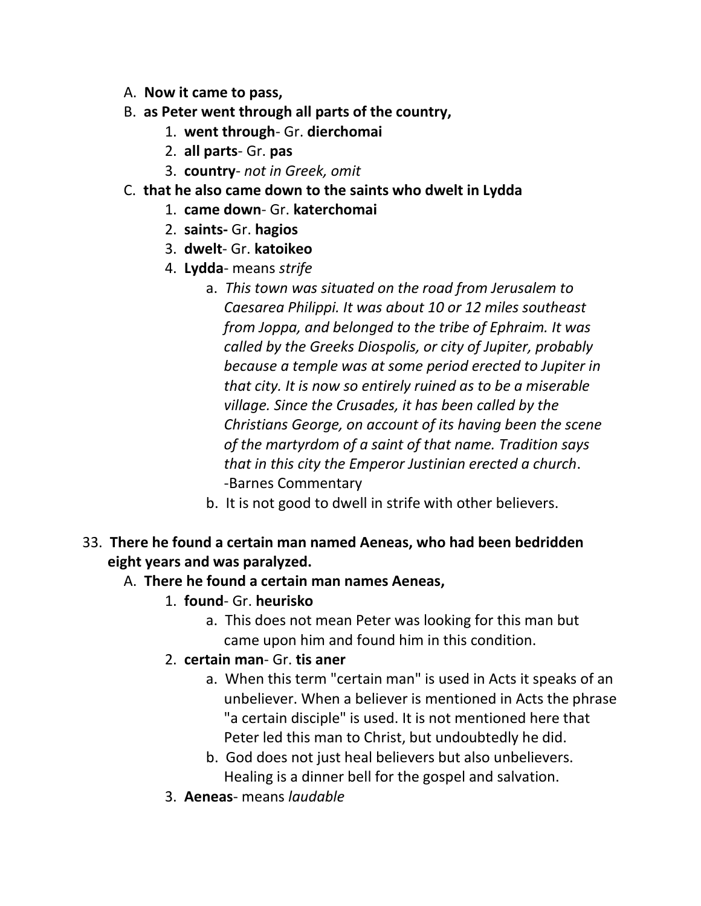A. **Now it came to pass,**

B. **as Peter went through all parts of the country,**

   1. **went through**- Gr. **dierchomai**
   2. **all parts**- Gr. **pas**
   3. **country**- *not in Greek, omit*

C. **that he also came down to the saints who dwelt in Lydda**

   1. **came down**- Gr. **katerchomai**
   2. **saints-** Gr. **hagios**
   3. **dwelt**- Gr. **katoikeo**
   4. **Lydda**- means *strife*
      a. *This town was situated on the road from Jerusalem to Caesarea Philippi. It was about 10 or 12 miles southeast from Joppa, and belonged to the tribe of Ephraim. It was called by the Greeks Diospolis, or city of Jupiter, probably because a temple was at some period erected to Jupiter in that city. It is now so entirely ruined as to be a miserable village. Since the Crusades, it has been called by the Christians George, on account of its having been the scene of the martyrdom of a saint of that name. Tradition says that in this city the Emperor Justinian erected a church*. -Barnes Commentary
      b. It is not good to dwell in strife with other believers.

33. **There he found a certain man named Aeneas, who had been bedridden eight years and was paralyzed.**

A. **There he found a certain man names Aeneas,**

   1. **found**- Gr. **heurisko**
      a. This does not mean Peter was looking for this man but came upon him and found him in this condition.
   2. **certain man**- Gr. **tis aner**
      a. When this term "certain man" is used in Acts it speaks of an unbeliever. When a believer is mentioned in Acts the phrase "a certain disciple" is used. It is not mentioned here that Peter led this man to Christ, but undoubtedly he did.
      b. God does not just heal believers but also unbelievers. Healing is a dinner bell for the gospel and salvation.
   3. **Aeneas**- means *laudable*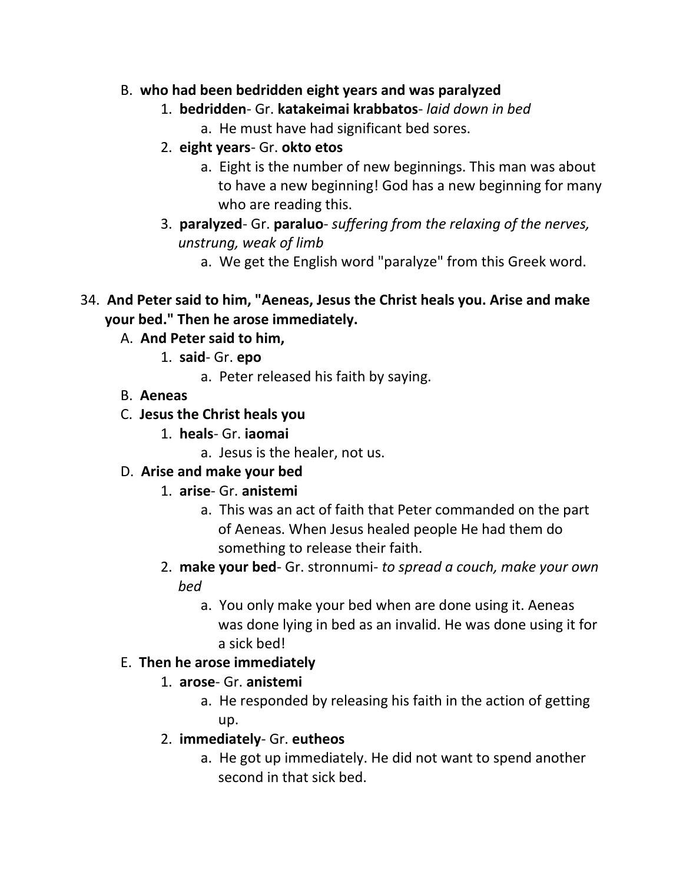B. **who had been bedridden eight years and was paralyzed**
   1. **bedridden**- Gr. **katakeimai krabbatos**- *laid down in bed*
      a. He must have had significant bed sores.
   2. **eight years**- Gr. **okto etos**
      a. Eight is the number of new beginnings. This man was about to have a new beginning! God has a new beginning for many who are reading this.
   3. **paralyzed**- Gr. **paraluo**- *suffering from the relaxing of the nerves, unstrung, weak of limb*
      a. We get the English word "paralyze" from this Greek word.

34. **And Peter said to him, "Aeneas, Jesus the Christ heals you. Arise and make your bed." Then he arose immediately.**
   A. **And Peter said to him,**
      1. **said**- Gr. **epo**
         a. Peter released his faith by saying.
   B. **Aeneas**
   C. **Jesus the Christ heals you**
      1. **heals**- Gr. **iaomai**
         a. Jesus is the healer, not us.
   D. **Arise and make your bed**
      1. **arise**- Gr. **anistemi**
         a. This was an act of faith that Peter commanded on the part of Aeneas. When Jesus healed people He had them do something to release their faith.
      2. **make your bed**- Gr. stronnumi- *to spread a couch, make your own bed*
         a. You only make your bed when are done using it. Aeneas was done lying in bed as an invalid. He was done using it for a sick bed!
   E. **Then he arose immediately**
      1. **arose**- Gr. **anistemi**
         a. He responded by releasing his faith in the action of getting up.
      2. **immediately**- Gr. **eutheos**
         a. He got up immediately. He did not want to spend another second in that sick bed.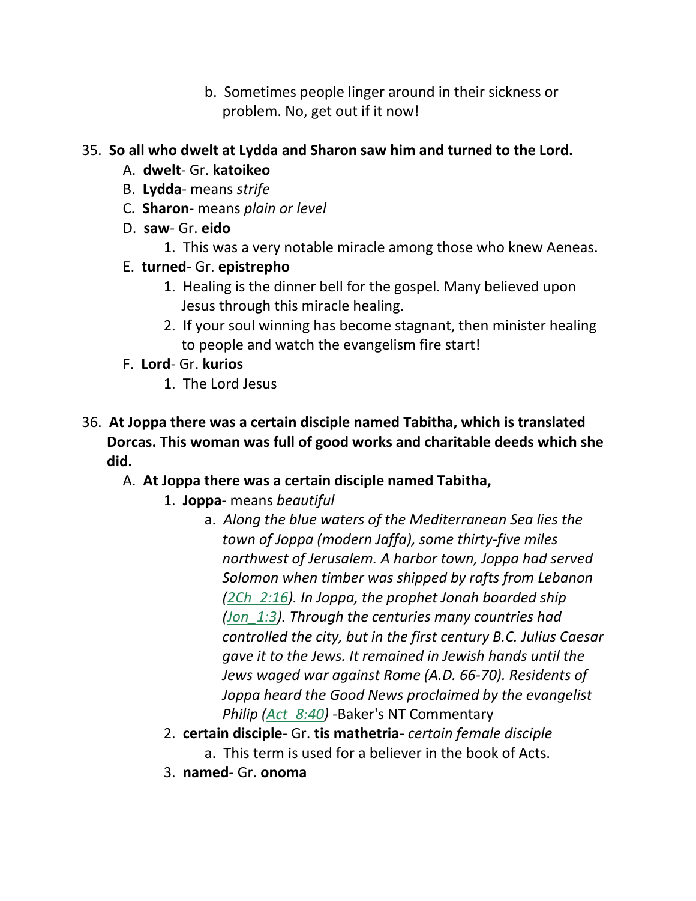b. Sometimes people linger around in their sickness or problem. No, get out if it now!

35. **So all who dwelt at Lydda and Sharon saw him and turned to the Lord.**

   A. **dwelt**- Gr. **katoikeo**

   B. **Lydda**- means *strife*

   C. **Sharon**- means *plain or level*

   D. **saw**- Gr. **eido**

      1. This was a very notable miracle among those who knew Aeneas.

   E. **turned**- Gr. **epistrepho**

      1. Healing is the dinner bell for the gospel. Many believed upon Jesus through this miracle healing.

      2. If your soul winning has become stagnant, then minister healing to people and watch the evangelism fire start!

   F. **Lord**- Gr. **kurios**

      1. The Lord Jesus

36. **At Joppa there was a certain disciple named Tabitha, which is translated Dorcas. This woman was full of good works and charitable deeds which she did.**

   A. **At Joppa there was a certain disciple named Tabitha,**

      1. **Joppa**- means *beautiful*

         a. *Along the blue waters of the Mediterranean Sea lies the town of Joppa (modern Jaffa), some thirty-five miles northwest of Jerusalem. A harbor town, Joppa had served Solomon when timber was shipped by rafts from Lebanon (2Ch_2:16). In Joppa, the prophet Jonah boarded ship (Jon_1:3). Through the centuries many countries had controlled the city, but in the first century B.C. Julius Caesar gave it to the Jews. It remained in Jewish hands until the Jews waged war against Rome (A.D. 66-70). Residents of Joppa heard the Good News proclaimed by the evangelist Philip (Act_8:40)* -Baker's NT Commentary

      2. **certain disciple**- Gr. **tis mathetria**- *certain female disciple*

         a. This term is used for a believer in the book of Acts.

      3. **named**- Gr. **onoma**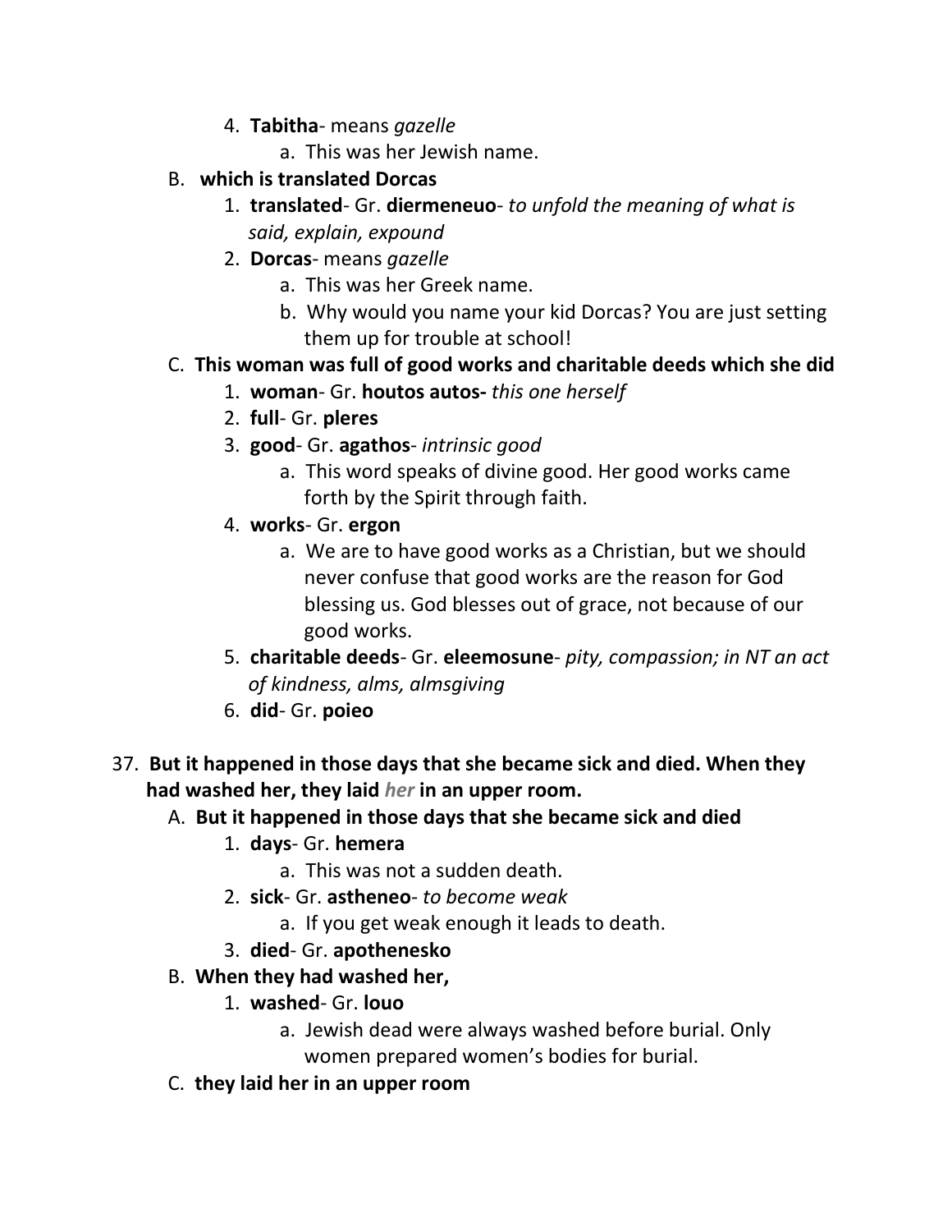4. **Tabitha**- means *gazelle*
    a. This was her Jewish name.

B. **which is translated Dorcas**
1. **translated**- Gr. **diermeneuo**- *to unfold the meaning of what is said, explain, expound*
2. **Dorcas**- means *gazelle*
    a. This was her Greek name.
    b. Why would you name your kid Dorcas? You are just setting them up for trouble at school!

C. **This woman was full of good works and charitable deeds which she did**
1. **woman**- Gr. **houtos autos-** *this one herself*
2. **full**- Gr. **pleres**
3. **good**- Gr. **agathos**- *intrinsic good*
    a. This word speaks of divine good. Her good works came forth by the Spirit through faith.
4. **works**- Gr. **ergon**
    a. We are to have good works as a Christian, but we should never confuse that good works are the reason for God blessing us. God blesses out of grace, not because of our good works.
5. **charitable deeds**- Gr. **eleemosune**- *pity, compassion; in NT an act of kindness, alms, almsgiving*
6. **did**- Gr. **poieo**

37. **But it happened in those days that she became sick and died. When they had washed her, they laid *her* in an upper room.**

A. **But it happened in those days that she became sick and died**
1. **days**- Gr. **hemera**
    a. This was not a sudden death.
2. **sick**- Gr. **astheneo**- *to become weak*
    a. If you get weak enough it leads to death.
3. **died**- Gr. **apothenesko**

B. **When they had washed her,**
1. **washed**- Gr. **louo**
    a. Jewish dead were always washed before burial. Only women prepared women's bodies for burial.

C. **they laid her in an upper room**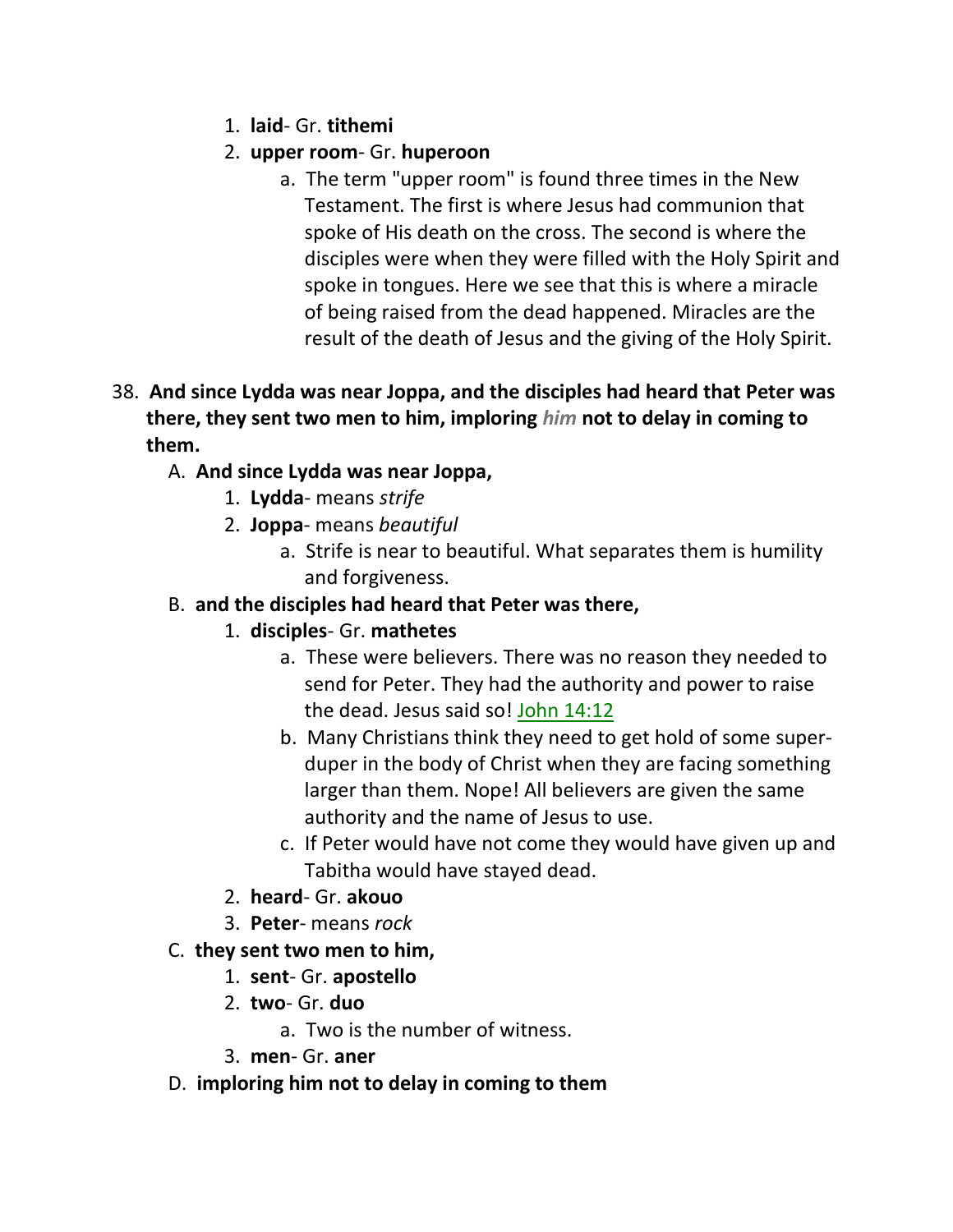1. **laid**- Gr. **tithemi**
2. **upper room**- Gr. **huperoon**
    a. The term "upper room" is found three times in the New Testament. The first is where Jesus had communion that spoke of His death on the cross. The second is where the disciples were when they were filled with the Holy Spirit and spoke in tongues. Here we see that this is where a miracle of being raised from the dead happened. Miracles are the result of the death of Jesus and the giving of the Holy Spirit.

38. **And since Lydda was near Joppa, and the disciples had heard that Peter was there, they sent two men to him, imploring *him* not to delay in coming to them.**

A. **And since Lydda was near Joppa,**

1. **Lydda**- means *strife*
2. **Joppa**- means *beautiful*
    a. Strife is near to beautiful. What separates them is humility and forgiveness.

B. **and the disciples had heard that Peter was there,**

1. **disciples**- Gr. **mathetes**
    a. These were believers. There was no reason they needed to send for Peter. They had the authority and power to raise the dead. Jesus said so! John 14:12
    b. Many Christians think they need to get hold of some super-duper in the body of Christ when they are facing something larger than them. Nope! All believers are given the same authority and the name of Jesus to use.
    c. If Peter would have not come they would have given up and Tabitha would have stayed dead.
2. **heard**- Gr. **akouo**
3. **Peter**- means *rock*

C. **they sent two men to him,**

1. **sent**- Gr. **apostello**
2. **two**- Gr. **duo**
    a. Two is the number of witness.
3. **men**- Gr. **aner**

D. **imploring him not to delay in coming to them**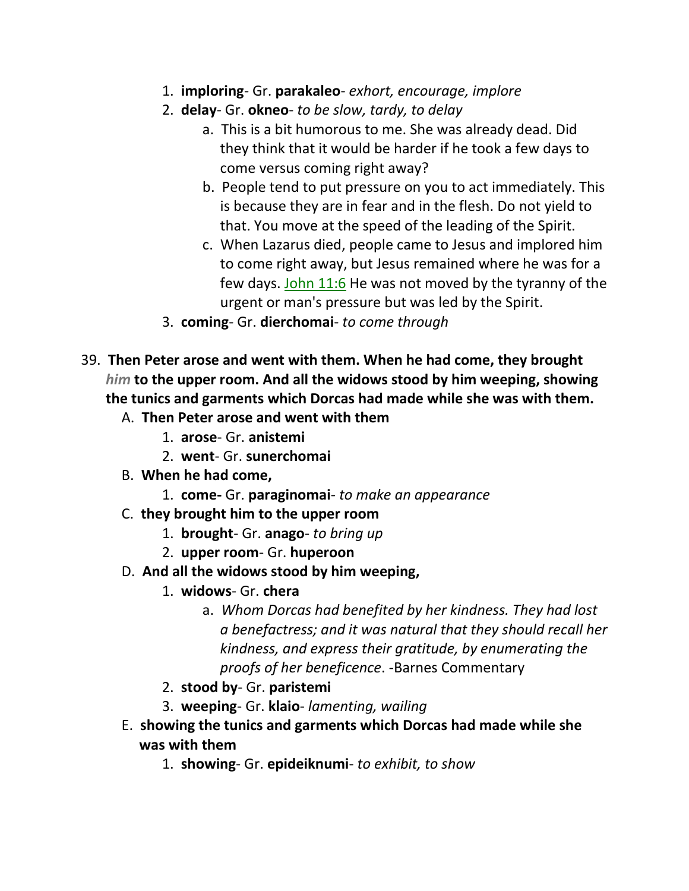1. **imploring**- Gr. **parakaleo**- *exhort, encourage, implore*
2. **delay**- Gr. **okneo**- *to be slow, tardy, to delay*
    a. This is a bit humorous to me. She was already dead. Did they think that it would be harder if he took a few days to come versus coming right away?
    b. People tend to put pressure on you to act immediately. This is because they are in fear and in the flesh. Do not yield to that. You move at the speed of the leading of the Spirit.
    c. When Lazarus died, people came to Jesus and implored him to come right away, but Jesus remained where he was for a few days. John 11:6 He was not moved by the tyranny of the urgent or man's pressure but was led by the Spirit.
3. **coming**- Gr. **dierchomai**- *to come through*

39. **Then Peter arose and went with them. When he had come, they brought *him* to the upper room. And all the widows stood by him weeping, showing the tunics and garments which Dorcas had made while she was with them.**

A. **Then Peter arose and went with them**
    1. **arose**- Gr. **anistemi**
    2. **went**- Gr. **sunerchomai**

B. **When he had come,**
    1. **come-** Gr. **paraginomai**- *to make an appearance*

C. **they brought him to the upper room**
    1. **brought**- Gr. **anago**- *to bring up*
    2. **upper room**- Gr. **huperoon**

D. **And all the widows stood by him weeping,**
    1. **widows**- Gr. **chera**
        a. *Whom Dorcas had benefited by her kindness. They had lost a benefactress; and it was natural that they should recall her kindness, and express their gratitude, by enumerating the proofs of her beneficence*. -Barnes Commentary
    2. **stood by**- Gr. **paristemi**
    3. **weeping**- Gr. **klaio**- *lamenting, wailing*

E. **showing the tunics and garments which Dorcas had made while she was with them**
    1. **showing**- Gr. **epideiknumi**- *to exhibit, to show*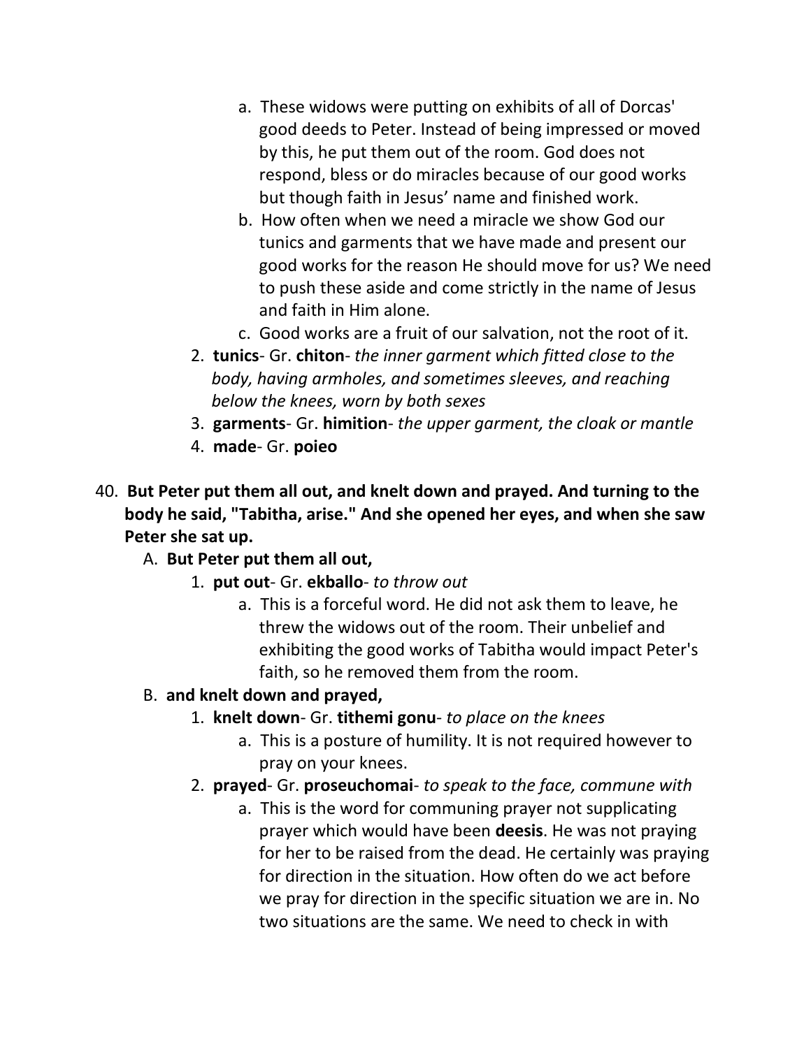a. These widows were putting on exhibits of all of Dorcas' good deeds to Peter. Instead of being impressed or moved by this, he put them out of the room. God does not respond, bless or do miracles because of our good works but though faith in Jesus' name and finished work.
b. How often when we need a miracle we show God our tunics and garments that we have made and present our good works for the reason He should move for us? We need to push these aside and come strictly in the name of Jesus and faith in Him alone.
c. Good works are a fruit of our salvation, not the root of it.

2. **tunics**- Gr. **chiton**- *the inner garment which fitted close to the body, having armholes, and sometimes sleeves, and reaching below the knees, worn by both sexes*
3. **garments**- Gr. **himition**- *the upper garment, the cloak or mantle*
4. **made**- Gr. **poieo**

40. **But Peter put them all out, and knelt down and prayed. And turning to the body he said, "Tabitha, arise." And she opened her eyes, and when she saw Peter she sat up.**

A. **But Peter put them all out,**

1. **put out**- Gr. **ekballo**- *to throw out*
   a. This is a forceful word. He did not ask them to leave, he threw the widows out of the room. Their unbelief and exhibiting the good works of Tabitha would impact Peter's faith, so he removed them from the room.

B. **and knelt down and prayed,**

1. **knelt down**- Gr. **tithemi gonu**- *to place on the knees*
   a. This is a posture of humility. It is not required however to pray on your knees.
2. **prayed**- Gr. **proseuchomai**- *to speak to the face, commune with*
   a. This is the word for communing prayer not supplicating prayer which would have been **deesis**. He was not praying for her to be raised from the dead. He certainly was praying for direction in the situation. How often do we act before we pray for direction in the specific situation we are in. No two situations are the same. We need to check in with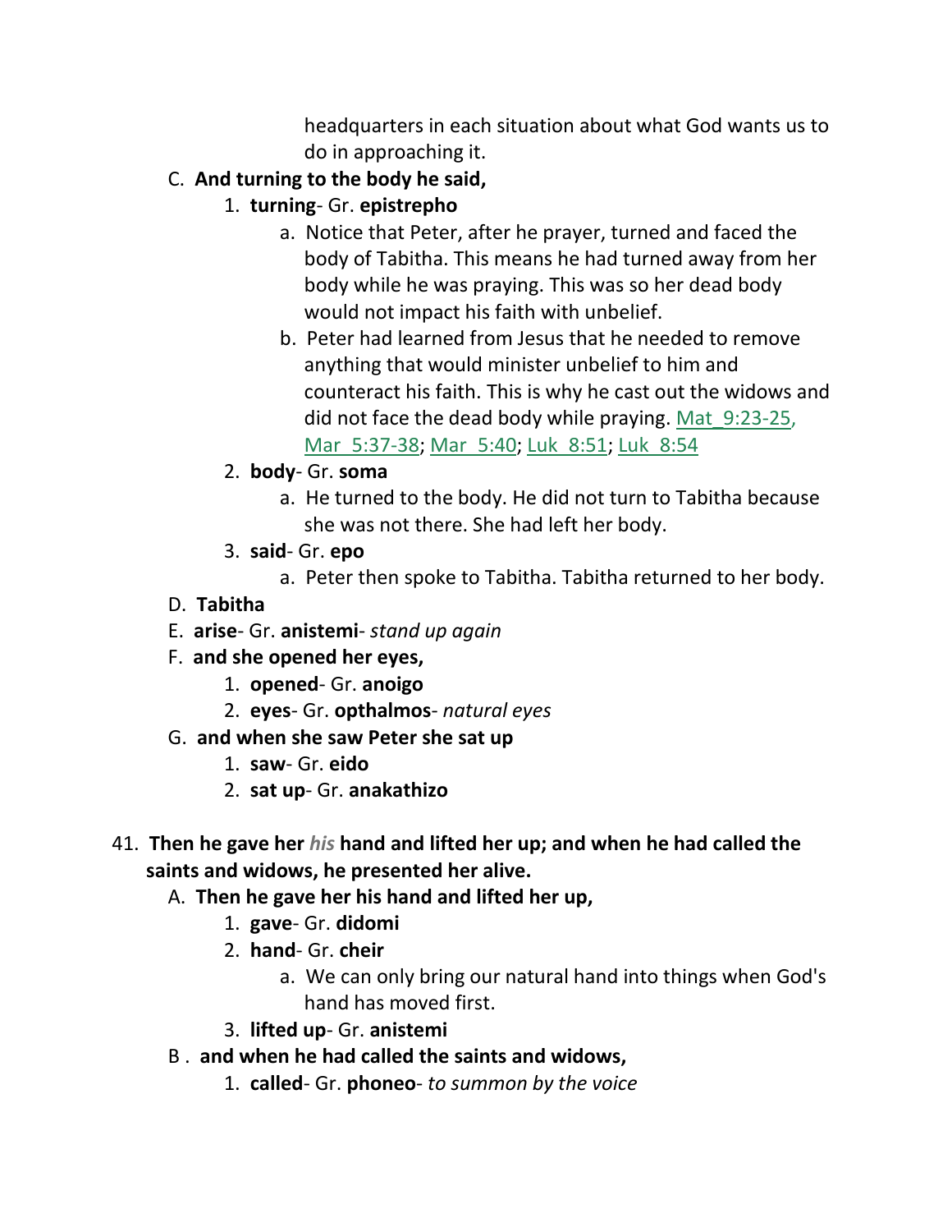headquarters in each situation about what God wants us to do in approaching it.

C. **And turning to the body he said,**
   1. **turning**- Gr. **epistrepho**
      a. Notice that Peter, after he prayer, turned and faced the body of Tabitha. This means he had turned away from her body while he was praying. This was so her dead body would not impact his faith with unbelief.
      b. Peter had learned from Jesus that he needed to remove anything that would minister unbelief to him and counteract his faith. This is why he cast out the widows and did not face the dead body while praying. Mat_9:23-25, Mar_5:37-38; Mar_5:40; Luk_8:51; Luk_8:54
   2. **body**- Gr. **soma**
      a. He turned to the body. He did not turn to Tabitha because she was not there. She had left her body.
   3. **said**- Gr. **epo**
      a. Peter then spoke to Tabitha. Tabitha returned to her body.

D. **Tabitha**

E. **arise**- Gr. **anistemi**- *stand up again*

F. **and she opened her eyes,**
   1. **opened**- Gr. **anoigo**
   2. **eyes**- Gr. **opthalmos**- *natural eyes*

G. **and when she saw Peter she sat up**
   1. **saw**- Gr. **eido**
   2. **sat up**- Gr. **anakathizo**

41. **Then he gave her *his* hand and lifted her up; and when he had called the saints and widows, he presented her alive.**

A. **Then he gave her his hand and lifted her up,**
   1. **gave**- Gr. **didomi**
   2. **hand**- Gr. **cheir**
      a. We can only bring our natural hand into things when God's hand has moved first.
   3. **lifted up**- Gr. **anistemi**

B. **and when he had called the saints and widows,**
   1. **called**- Gr. **phoneo**- *to summon by the voice*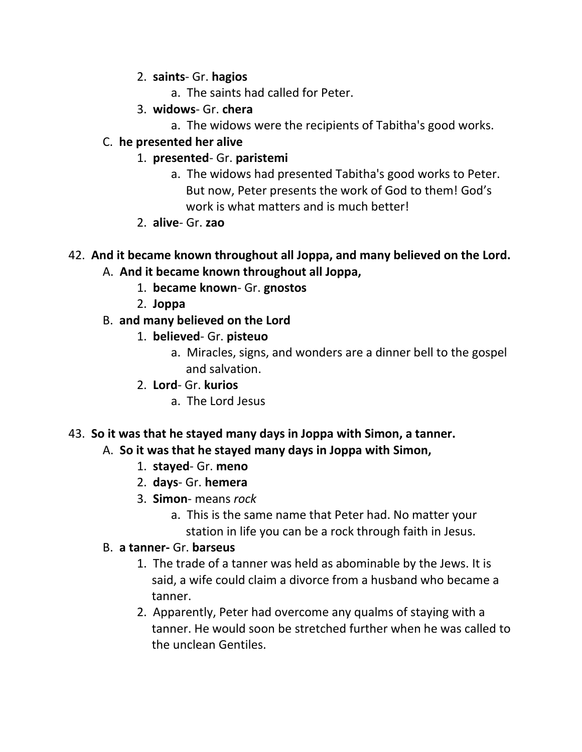2. **saints**- Gr. **hagios**
    a. The saints had called for Peter.
3. **widows**- Gr. **chera**
    a. The widows were the recipients of Tabitha's good works.

C. **he presented her alive**

1. **presented**- Gr. **paristemi**
    a. The widows had presented Tabitha's good works to Peter. But now, Peter presents the work of God to them! God's work is what matters and is much better!
2. **alive**- Gr. **zao**

42. **And it became known throughout all Joppa, and many believed on the Lord.**

A. **And it became known throughout all Joppa,**

1. **became known**- Gr. **gnostos**
2. **Joppa**

B. **and many believed on the Lord**

1. **believed**- Gr. **pisteuo**
    a. Miracles, signs, and wonders are a dinner bell to the gospel and salvation.
2. **Lord**- Gr. **kurios**
    a. The Lord Jesus

43. **So it was that he stayed many days in Joppa with Simon, a tanner.**

A. **So it was that he stayed many days in Joppa with Simon,**

1. **stayed**- Gr. **meno**
2. **days**- Gr. **hemera**
3. **Simon**- means *rock*
    a. This is the same name that Peter had. No matter your station in life you can be a rock through faith in Jesus.

B. **a tanner-** Gr. **barseus**

1. The trade of a tanner was held as abominable by the Jews. It is said, a wife could claim a divorce from a husband who became a tanner.
2. Apparently, Peter had overcome any qualms of staying with a tanner. He would soon be stretched further when he was called to the unclean Gentiles.